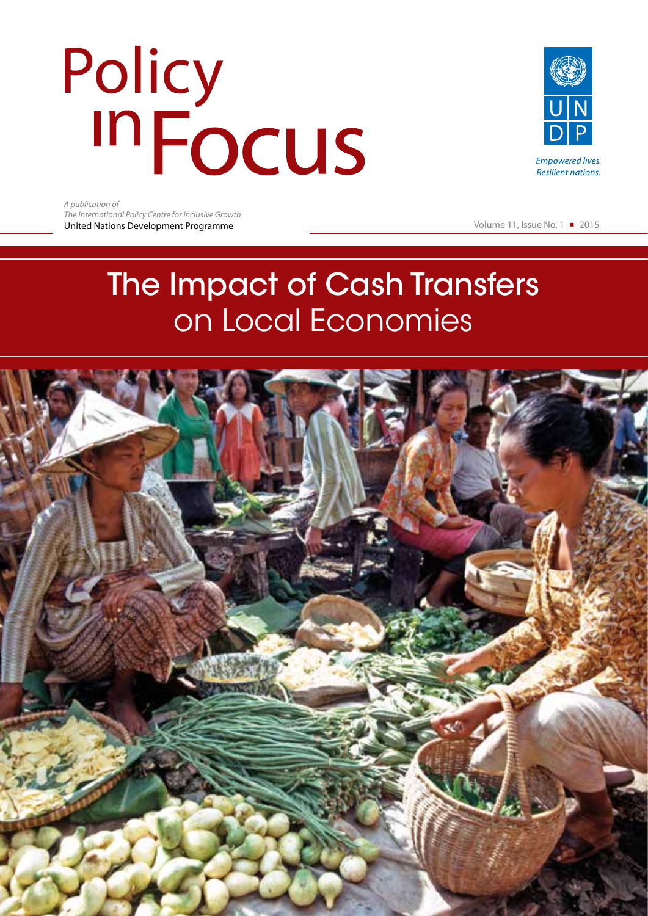# Policy in Focus

*A publication of*
*The International Policy Centre for Inclusive Growth*
United Nations Development Programme

*Empowered lives.*
*Resilient nations.*

Volume 11, Issue No. 1 ■ 2015

## The Impact of Cash Transfers on Local Economies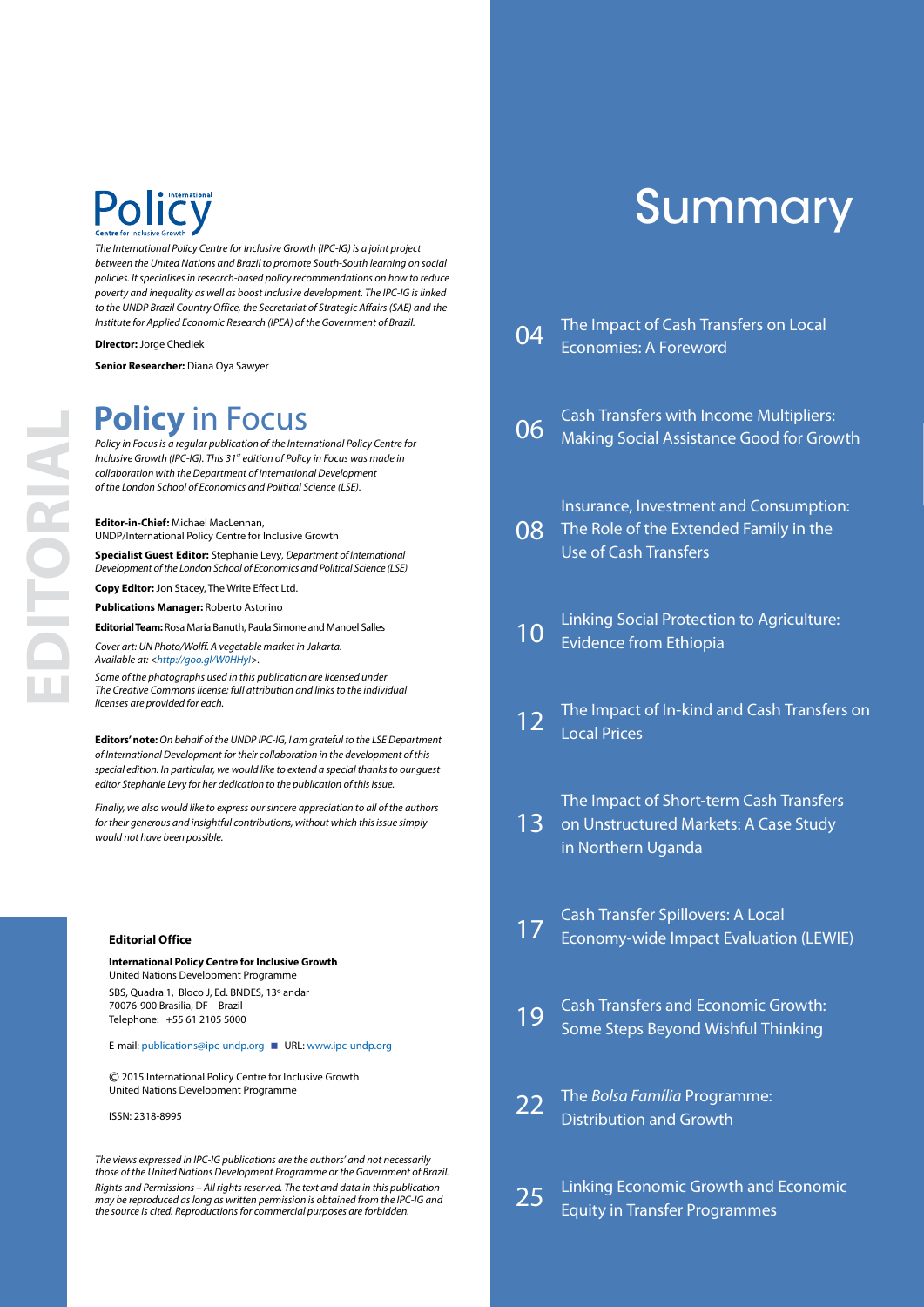EDITORIAL

# Policy

International Policy Centre for Inclusive Growth

*The International Policy Centre for Inclusive Growth (IPC-IG) is a joint project between the United Nations and Brazil to promote South-South learning on social policies. It specialises in research-based policy recommendations on how to reduce poverty and inequality as well as boost inclusive development. The IPC-IG is linked to the UNDP Brazil Country Office, the Secretariat of Strategic Affairs (SAE) and the Institute for Applied Economic Research (IPEA) of the Government of Brazil.*

**Director:** Jorge Chediek

**Senior Researcher:** Diana Oya Sawyer

## **Policy** in Focus

*Policy in Focus is a regular publication of the International Policy Centre for Inclusive Growth (IPC-IG). This 31st edition of Policy in Focus was made in collaboration with the Department of International Development of the London School of Economics and Political Science (LSE).*

**Editor-in-Chief:** Michael MacLennan, UNDP/International Policy Centre for Inclusive Growth

**Specialist Guest Editor:** Stephanie Levy, *Department of International Development of the London School of Economics and Political Science (LSE)*

**Copy Editor:** Jon Stacey, The Write Effect Ltd.

**Publications Manager:** Roberto Astorino

**Editorial Team:** Rosa Maria Banuth, Paula Simone and Manoel Salles

*Cover art: UN Photo/Wolff. A vegetable market in Jakarta. Available at: <http://goo.gl/W0HHyl>.*

*Some of the photographs used in this publication are licensed under The Creative Commons license; full attribution and links to the individual licenses are provided for each.*

**Editors' note:** *On behalf of the UNDP IPC-IG, I am grateful to the LSE Department of International Development for their collaboration in the development of this special edition. In particular, we would like to extend a special thanks to our guest editor Stephanie Levy for her dedication to the publication of this issue.*

*Finally, we also would like to express our sincere appreciation to all of the authors for their generous and insightful contributions, without which this issue simply would not have been possible.*

**Editorial Office**

**International Policy Centre for Inclusive Growth**
United Nations Development Programme

SBS, Quadra 1, Bloco J, Ed. BNDES, 13º andar
70076-900 Brasilia, DF - Brazil
Telephone: +55 61 2105 5000

E-mail: publications@ipc-undp.org ■ URL: www.ipc-undp.org

© 2015 International Policy Centre for Inclusive Growth
United Nations Development Programme

ISSN: 2318-8995

*The views expressed in IPC-IG publications are the authors' and not necessarily those of the United Nations Development Programme or the Government of Brazil.*

*Rights and Permissions – All rights reserved. The text and data in this publication may be reproduced as long as written permission is obtained from the IPC-IG and the source is cited. Reproductions for commercial purposes are forbidden.*

# Summary

04 The Impact of Cash Transfers on Local Economies: A Foreword

06 Cash Transfers with Income Multipliers: Making Social Assistance Good for Growth

08 Insurance, Investment and Consumption: The Role of the Extended Family in the Use of Cash Transfers

10 Linking Social Protection to Agriculture: Evidence from Ethiopia

12 The Impact of In-kind and Cash Transfers on Local Prices

13 The Impact of Short-term Cash Transfers on Unstructured Markets: A Case Study in Northern Uganda

17 Cash Transfer Spillovers: A Local Economy-wide Impact Evaluation (LEWIE)

19 Cash Transfers and Economic Growth: Some Steps Beyond Wishful Thinking

22 The *Bolsa Família* Programme: Distribution and Growth

25 Linking Economic Growth and Economic Equity in Transfer Programmes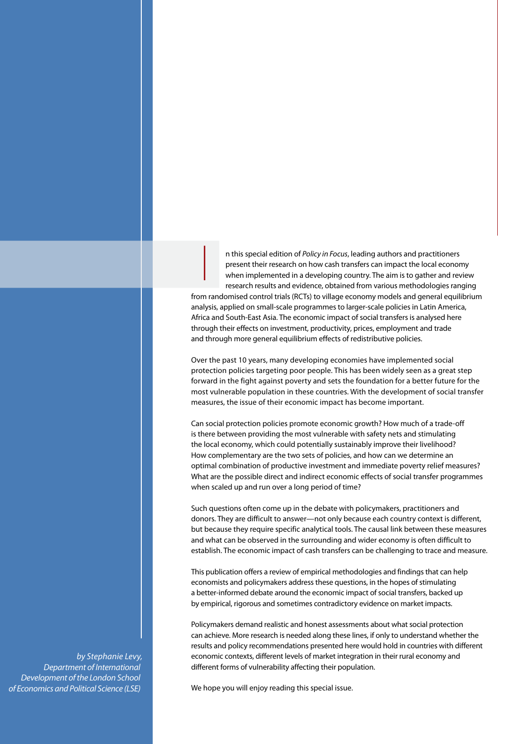In this special edition of *Policy in Focus*, leading authors and practitioners present their research on how cash transfers can impact the local economy when implemented in a developing country. The aim is to gather and review research results and evidence, obtained from various methodologies ranging from randomised control trials (RCTs) to village economy models and general equilibrium analysis, applied on small-scale programmes to larger-scale policies in Latin America, Africa and South-East Asia. The economic impact of social transfers is analysed here through their effects on investment, productivity, prices, employment and trade and through more general equilibrium effects of redistributive policies.

Over the past 10 years, many developing economies have implemented social protection policies targeting poor people. This has been widely seen as a great step forward in the fight against poverty and sets the foundation for a better future for the most vulnerable population in these countries. With the development of social transfer measures, the issue of their economic impact has become important.

Can social protection policies promote economic growth? How much of a trade-off is there between providing the most vulnerable with safety nets and stimulating the local economy, which could potentially sustainably improve their livelihood? How complementary are the two sets of policies, and how can we determine an optimal combination of productive investment and immediate poverty relief measures? What are the possible direct and indirect economic effects of social transfer programmes when scaled up and run over a long period of time?

Such questions often come up in the debate with policymakers, practitioners and donors. They are difficult to answer—not only because each country context is different, but because they require specific analytical tools. The causal link between these measures and what can be observed in the surrounding and wider economy is often difficult to establish. The economic impact of cash transfers can be challenging to trace and measure.

This publication offers a review of empirical methodologies and findings that can help economists and policymakers address these questions, in the hopes of stimulating a better-informed debate around the economic impact of social transfers, backed up by empirical, rigorous and sometimes contradictory evidence on market impacts.

Policymakers demand realistic and honest assessments about what social protection can achieve. More research is needed along these lines, if only to understand whether the results and policy recommendations presented here would hold in countries with different economic contexts, different levels of market integration in their rural economy and different forms of vulnerability affecting their population.

We hope you will enjoy reading this special issue.

*by Stephanie Levy, Department of International Development of the London School of Economics and Political Science (LSE)*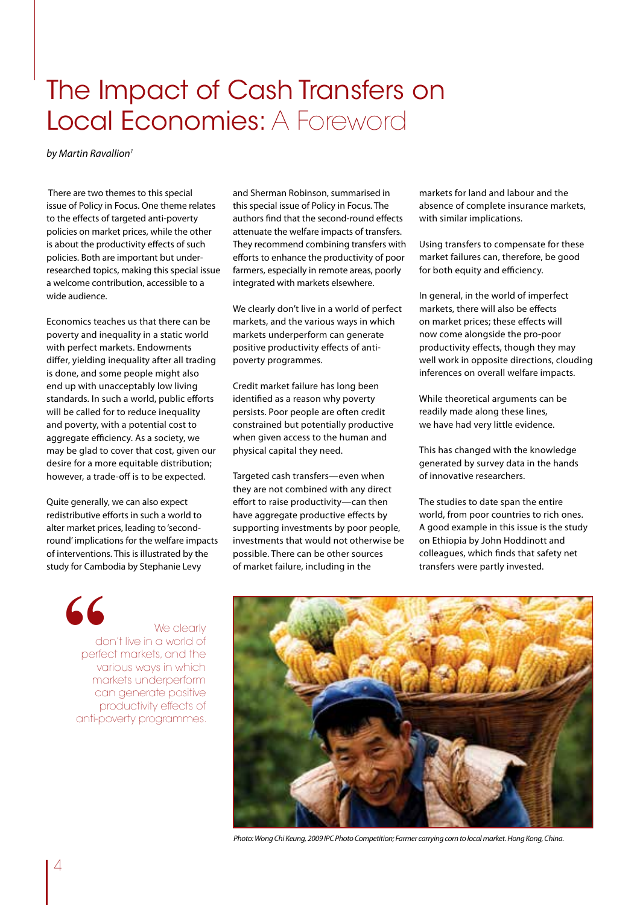# The Impact of Cash Transfers on Local Economies: A Foreword

*by Martin Ravallion*[1]

There are two themes to this special issue of Policy in Focus. One theme relates to the effects of targeted anti-poverty policies on market prices, while the other is about the productivity effects of such policies. Both are important but under-researched topics, making this special issue a welcome contribution, accessible to a wide audience.

Economics teaches us that there can be poverty and inequality in a static world with perfect markets. Endowments differ, yielding inequality after all trading is done, and some people might also end up with unacceptably low living standards. In such a world, public efforts will be called for to reduce inequality and poverty, with a potential cost to aggregate efficiency. As a society, we may be glad to cover that cost, given our desire for a more equitable distribution; however, a trade-off is to be expected.

Quite generally, we can also expect redistributive efforts in such a world to alter market prices, leading to 'second-round' implications for the welfare impacts of interventions. This is illustrated by the study for Cambodia by Stephanie Levy and Sherman Robinson, summarised in this special issue of Policy in Focus. The authors find that the second-round effects attenuate the welfare impacts of transfers. They recommend combining transfers with efforts to enhance the productivity of poor farmers, especially in remote areas, poorly integrated with markets elsewhere.

We clearly don't live in a world of perfect markets, and the various ways in which markets underperform can generate positive productivity effects of anti-poverty programmes.

Credit market failure has long been identified as a reason why poverty persists. Poor people are often credit constrained but potentially productive when given access to the human and physical capital they need.

Targeted cash transfers—even when they are not combined with any direct effort to raise productivity—can then have aggregate productive effects by supporting investments by poor people, investments that would not otherwise be possible. There can be other sources of market failure, including in the markets for land and labour and the absence of complete insurance markets, with similar implications.

Using transfers to compensate for these market failures can, therefore, be good for both equity and efficiency.

In general, in the world of imperfect markets, there will also be effects on market prices; these effects will now come alongside the pro-poor productivity effects, though they may well work in opposite directions, clouding inferences on overall welfare impacts.

While theoretical arguments can be readily made along these lines, we have had very little evidence.

This has changed with the knowledge generated by survey data in the hands of innovative researchers.

The studies to date span the entire world, from poor countries to rich ones. A good example in this issue is the study on Ethiopia by John Hoddinott and colleagues, which finds that safety net transfers were partly invested.

> "We clearly don't live in a world of perfect markets, and the various ways in which markets underperform can generate positive productivity effects of anti-poverty programmes.

*Photo: Wong Chi Keung, 2009 IPC Photo Competition; Farmer carrying corn to local market. Hong Kong, China.*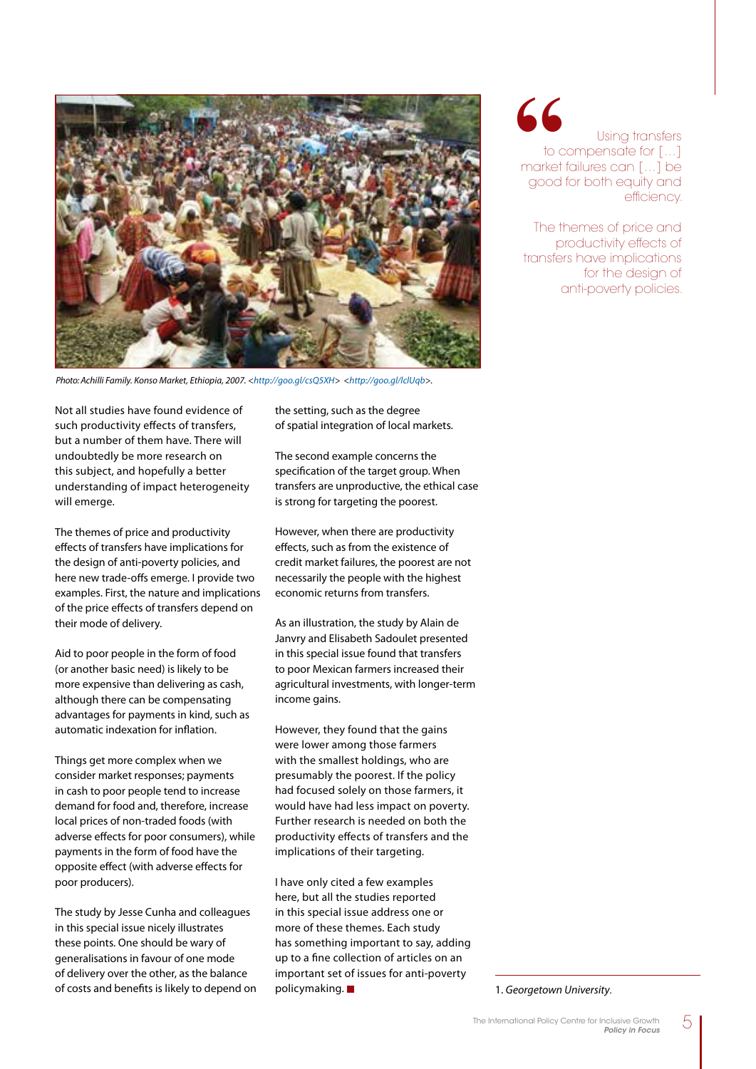Photo: Achilli Family. Konso Market, Ethiopia, 2007. <http://goo.gl/csQ5XH> <http://goo.gl/lclUqb>.

> Using transfers to compensate for […] market failures can […] be good for both equity and efficiency.
>
> The themes of price and productivity effects of transfers have implications for the design of anti-poverty policies.

Not all studies have found evidence of such productivity effects of transfers, but a number of them have. There will undoubtedly be more research on this subject, and hopefully a better understanding of impact heterogeneity will emerge.

The themes of price and productivity effects of transfers have implications for the design of anti-poverty policies, and here new trade-offs emerge. I provide two examples. First, the nature and implications of the price effects of transfers depend on their mode of delivery.

Aid to poor people in the form of food (or another basic need) is likely to be more expensive than delivering as cash, although there can be compensating advantages for payments in kind, such as automatic indexation for inflation.

Things get more complex when we consider market responses; payments in cash to poor people tend to increase demand for food and, therefore, increase local prices of non-traded foods (with adverse effects for poor consumers), while payments in the form of food have the opposite effect (with adverse effects for poor producers).

The study by Jesse Cunha and colleagues in this special issue nicely illustrates these points. One should be wary of generalisations in favour of one mode of delivery over the other, as the balance of costs and benefits is likely to depend on the setting, such as the degree of spatial integration of local markets.

The second example concerns the specification of the target group. When transfers are unproductive, the ethical case is strong for targeting the poorest.

However, when there are productivity effects, such as from the existence of credit market failures, the poorest are not necessarily the people with the highest economic returns from transfers.

As an illustration, the study by Alain de Janvry and Elisabeth Sadoulet presented in this special issue found that transfers to poor Mexican farmers increased their agricultural investments, with longer-term income gains.

However, they found that the gains were lower among those farmers with the smallest holdings, who are presumably the poorest. If the policy had focused solely on those farmers, it would have had less impact on poverty. Further research is needed on both the productivity effects of transfers and the implications of their targeting.

I have only cited a few examples here, but all the studies reported in this special issue address one or more of these themes. Each study has something important to say, adding up to a fine collection of articles on an important set of issues for anti-poverty policymaking. ■

1. *Georgetown University.*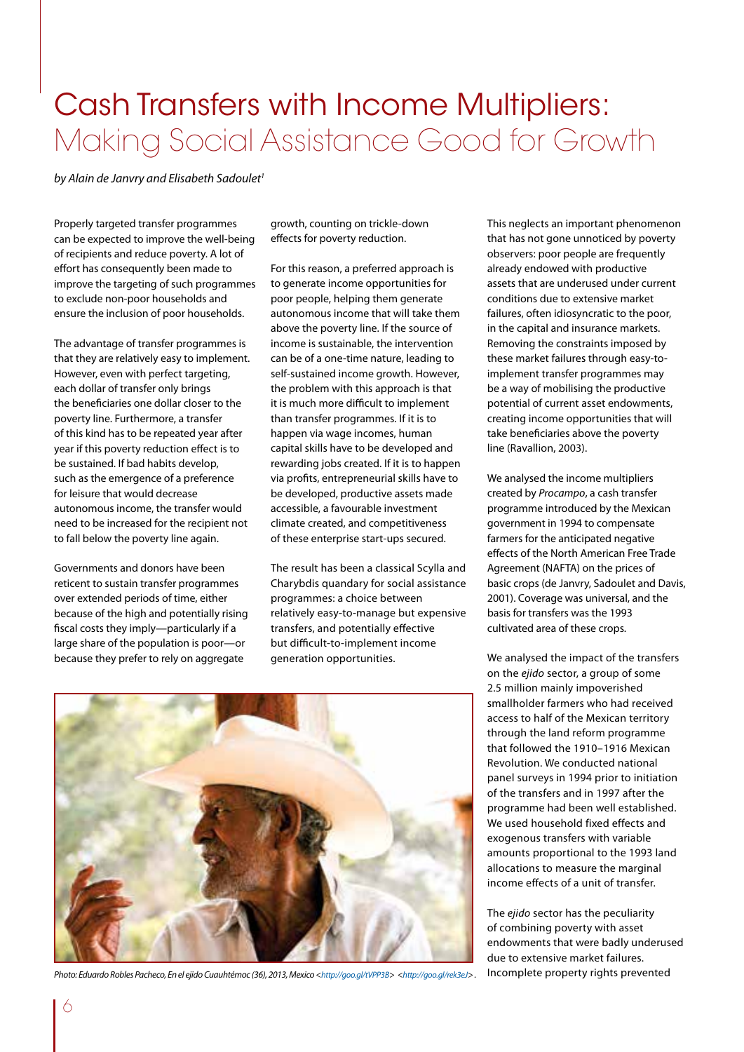# Cash Transfers with Income Multipliers: Making Social Assistance Good for Growth

*by Alain de Janvry and Elisabeth Sadoulet*[1]

Properly targeted transfer programmes can be expected to improve the well-being of recipients and reduce poverty. A lot of effort has consequently been made to improve the targeting of such programmes to exclude non-poor households and ensure the inclusion of poor households.

The advantage of transfer programmes is that they are relatively easy to implement. However, even with perfect targeting, each dollar of transfer only brings the beneficiaries one dollar closer to the poverty line. Furthermore, a transfer of this kind has to be repeated year after year if this poverty reduction effect is to be sustained. If bad habits develop, such as the emergence of a preference for leisure that would decrease autonomous income, the transfer would need to be increased for the recipient not to fall below the poverty line again.

Governments and donors have been reticent to sustain transfer programmes over extended periods of time, either because of the high and potentially rising fiscal costs they imply—particularly if a large share of the population is poor—or because they prefer to rely on aggregate growth, counting on trickle-down effects for poverty reduction.

For this reason, a preferred approach is to generate income opportunities for poor people, helping them generate autonomous income that will take them above the poverty line. If the source of income is sustainable, the intervention can be of a one-time nature, leading to self-sustained income growth. However, the problem with this approach is that it is much more difficult to implement than transfer programmes. If it is to happen via wage incomes, human capital skills have to be developed and rewarding jobs created. If it is to happen via profits, entrepreneurial skills have to be developed, productive assets made accessible, a favourable investment climate created, and competitiveness of these enterprise start-ups secured.

The result has been a classical Scylla and Charybdis quandary for social assistance programmes: a choice between relatively easy-to-manage but expensive transfers, and potentially effective but difficult-to-implement income generation opportunities.

Photo: Eduardo Robles Pacheco, En el ejido Cuauhtémoc (36), 2013, Mexico <http://goo.gl/tVPP3B> <http://goo.gl/rek3eJ>.

This neglects an important phenomenon that has not gone unnoticed by poverty observers: poor people are frequently already endowed with productive assets that are underused under current conditions due to extensive market failures, often idiosyncratic to the poor, in the capital and insurance markets. Removing the constraints imposed by these market failures through easy-to-implement transfer programmes may be a way of mobilising the productive potential of current asset endowments, creating income opportunities that will take beneficiaries above the poverty line (Ravallion, 2003).

We analysed the income multipliers created by *Procampo*, a cash transfer programme introduced by the Mexican government in 1994 to compensate farmers for the anticipated negative effects of the North American Free Trade Agreement (NAFTA) on the prices of basic crops (de Janvry, Sadoulet and Davis, 2001). Coverage was universal, and the basis for transfers was the 1993 cultivated area of these crops.

We analysed the impact of the transfers on the *ejido* sector, a group of some 2.5 million mainly impoverished smallholder farmers who had received access to half of the Mexican territory through the land reform programme that followed the 1910–1916 Mexican Revolution. We conducted national panel surveys in 1994 prior to initiation of the transfers and in 1997 after the programme had been well established. We used household fixed effects and exogenous transfers with variable amounts proportional to the 1993 land allocations to measure the marginal income effects of a unit of transfer.

The *ejido* sector has the peculiarity of combining poverty with asset endowments that were badly underused due to extensive market failures. Incomplete property rights prevented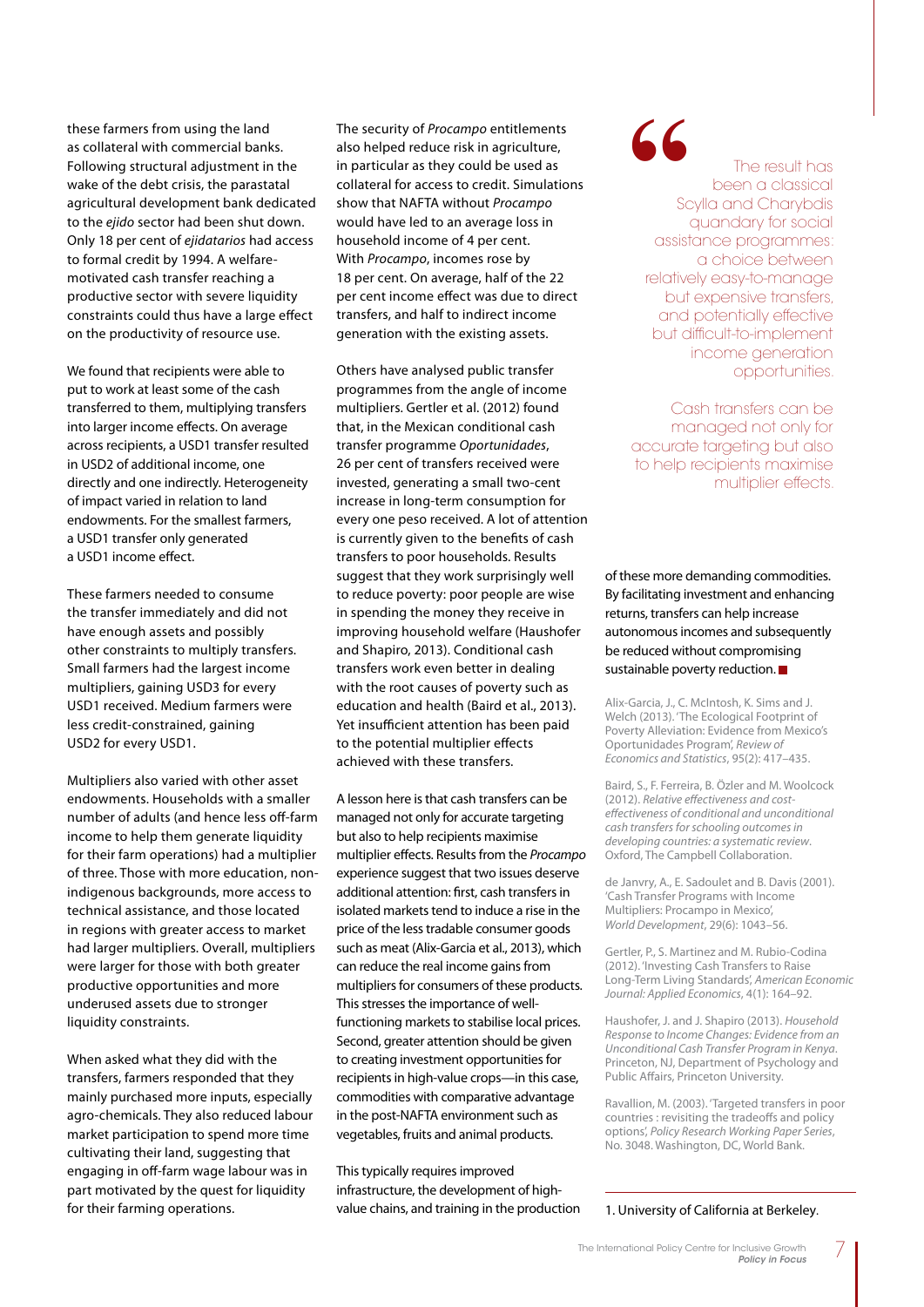these farmers from using the land as collateral with commercial banks. Following structural adjustment in the wake of the debt crisis, the parastatal agricultural development bank dedicated to the *ejido* sector had been shut down. Only 18 per cent of *ejidatarios* had access to formal credit by 1994. A welfare-motivated cash transfer reaching a productive sector with severe liquidity constraints could thus have a large effect on the productivity of resource use.

We found that recipients were able to put to work at least some of the cash transferred to them, multiplying transfers into larger income effects. On average across recipients, a USD1 transfer resulted in USD2 of additional income, one directly and one indirectly. Heterogeneity of impact varied in relation to land endowments. For the smallest farmers, a USD1 transfer only generated a USD1 income effect.

These farmers needed to consume the transfer immediately and did not have enough assets and possibly other constraints to multiply transfers. Small farmers had the largest income multipliers, gaining USD3 for every USD1 received. Medium farmers were less credit-constrained, gaining USD2 for every USD1.

Multipliers also varied with other asset endowments. Households with a smaller number of adults (and hence less off-farm income to help them generate liquidity for their farm operations) had a multiplier of three. Those with more education, non-indigenous backgrounds, more access to technical assistance, and those located in regions with greater access to market had larger multipliers. Overall, multipliers were larger for those with both greater productive opportunities and more underused assets due to stronger liquidity constraints.

When asked what they did with the transfers, farmers responded that they mainly purchased more inputs, especially agro-chemicals. They also reduced labour market participation to spend more time cultivating their land, suggesting that engaging in off-farm wage labour was in part motivated by the quest for liquidity for their farming operations.

The security of *Procampo* entitlements also helped reduce risk in agriculture, in particular as they could be used as collateral for access to credit. Simulations show that NAFTA without *Procampo* would have led to an average loss in household income of 4 per cent. With *Procampo*, incomes rose by 18 per cent. On average, half of the 22 per cent income effect was due to direct transfers, and half to indirect income generation with the existing assets.

Others have analysed public transfer programmes from the angle of income multipliers. Gertler et al. (2012) found that, in the Mexican conditional cash transfer programme *Oportunidades*, 26 per cent of transfers received were invested, generating a small two-cent increase in long-term consumption for every one peso received. A lot of attention is currently given to the benefits of cash transfers to poor households. Results suggest that they work surprisingly well to reduce poverty: poor people are wise in spending the money they receive in improving household welfare (Haushofer and Shapiro, 2013). Conditional cash transfers work even better in dealing with the root causes of poverty such as education and health (Baird et al., 2013). Yet insufficient attention has been paid to the potential multiplier effects achieved with these transfers.

A lesson here is that cash transfers can be managed not only for accurate targeting but also to help recipients maximise multiplier effects. Results from the *Procampo* experience suggest that two issues deserve additional attention: first, cash transfers in isolated markets tend to induce a rise in the price of the less tradable consumer goods such as meat (Alix-Garcia et al., 2013), which can reduce the real income gains from multipliers for consumers of these products. This stresses the importance of well-functioning markets to stabilise local prices. Second, greater attention should be given to creating investment opportunities for recipients in high-value crops—in this case, commodities with comparative advantage in the post-NAFTA environment such as vegetables, fruits and animal products.

This typically requires improved infrastructure, the development of high-value chains, and training in the production of these more demanding commodities. By facilitating investment and enhancing returns, transfers can help increase autonomous incomes and subsequently be reduced without compromising sustainable poverty reduction.

> “The result has been a classical Scylla and Charybdis quandary for social assistance programmes: a choice between relatively easy-to-manage but expensive transfers, and potentially effective but difficult-to-implement income generation opportunities.
>
> Cash transfers can be managed not only for accurate targeting but also to help recipients maximise multiplier effects.

Alix-Garcia, J., C. McIntosh, K. Sims and J. Welch (2013). 'The Ecological Footprint of Poverty Alleviation: Evidence from Mexico's Oportunidades Program', *Review of Economics and Statistics*, 95(2): 417–435.

Baird, S., F. Ferreira, B. Özler and M. Woolcock (2012). *Relative effectiveness and cost-effectiveness of conditional and unconditional cash transfers for schooling outcomes in developing countries: a systematic review*. Oxford, The Campbell Collaboration.

de Janvry, A., E. Sadoulet and B. Davis (2001). 'Cash Transfer Programs with Income Multipliers: Procampo in Mexico', *World Development*, 29(6): 1043–56.

Gertler, P., S. Martinez and M. Rubio-Codina (2012). 'Investing Cash Transfers to Raise Long-Term Living Standards', *American Economic Journal: Applied Economics*, 4(1): 164–92.

Haushofer, J. and J. Shapiro (2013). *Household Response to Income Changes: Evidence from an Unconditional Cash Transfer Program in Kenya*. Princeton, NJ, Department of Psychology and Public Affairs, Princeton University.

Ravallion, M. (2003). 'Targeted transfers in poor countries : revisiting the tradeoffs and policy options', *Policy Research Working Paper Series*, No. 3048. Washington, DC, World Bank.

1. University of California at Berkeley.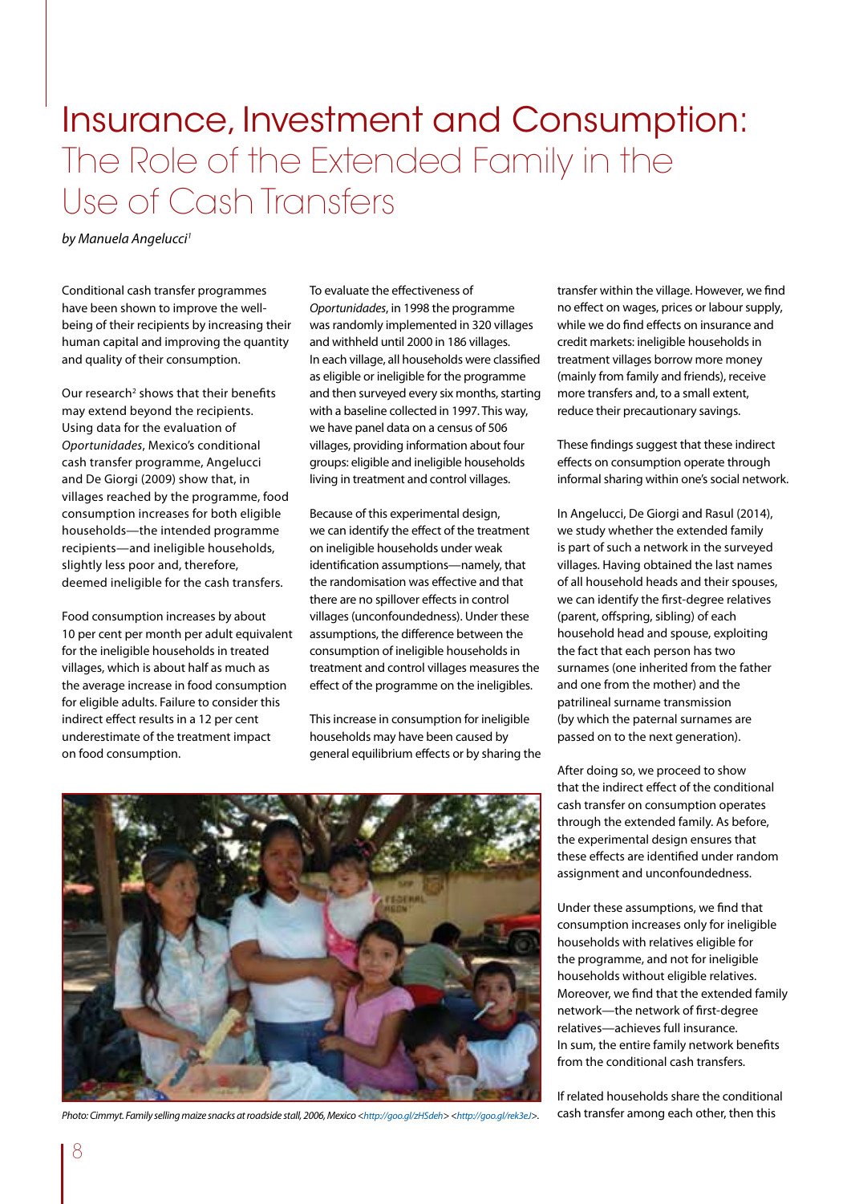# Insurance, Investment and Consumption: The Role of the Extended Family in the Use of Cash Transfers

*by Manuela Angelucci*[1]

Conditional cash transfer programmes have been shown to improve the well-being of their recipients by increasing their human capital and improving the quantity and quality of their consumption.

Our research[2] shows that their benefits may extend beyond the recipients. Using data for the evaluation of *Oportunidades*, Mexico's conditional cash transfer programme, Angelucci and De Giorgi (2009) show that, in villages reached by the programme, food consumption increases for both eligible households—the intended programme recipients—and ineligible households, slightly less poor and, therefore, deemed ineligible for the cash transfers.

Food consumption increases by about 10 per cent per month per adult equivalent for the ineligible households in treated villages, which is about half as much as the average increase in food consumption for eligible adults. Failure to consider this indirect effect results in a 12 per cent underestimate of the treatment impact on food consumption.

To evaluate the effectiveness of *Oportunidades*, in 1998 the programme was randomly implemented in 320 villages and withheld until 2000 in 186 villages. In each village, all households were classified as eligible or ineligible for the programme and then surveyed every six months, starting with a baseline collected in 1997. This way, we have panel data on a census of 506 villages, providing information about four groups: eligible and ineligible households living in treatment and control villages.

Because of this experimental design, we can identify the effect of the treatment on ineligible households under weak identification assumptions—namely, that the randomisation was effective and that there are no spillover effects in control villages (unconfoundedness). Under these assumptions, the difference between the consumption of ineligible households in treatment and control villages measures the effect of the programme on the ineligibles.

This increase in consumption for ineligible households may have been caused by general equilibrium effects or by sharing the transfer within the village. However, we find no effect on wages, prices or labour supply, while we do find effects on insurance and credit markets: ineligible households in treatment villages borrow more money (mainly from family and friends), receive more transfers and, to a small extent, reduce their precautionary savings.

These findings suggest that these indirect effects on consumption operate through informal sharing within one's social network.

In Angelucci, De Giorgi and Rasul (2014), we study whether the extended family is part of such a network in the surveyed villages. Having obtained the last names of all household heads and their spouses, we can identify the first-degree relatives (parent, offspring, sibling) of each household head and spouse, exploiting the fact that each person has two surnames (one inherited from the father and one from the mother) and the patrilineal surname transmission (by which the paternal surnames are passed on to the next generation).

After doing so, we proceed to show that the indirect effect of the conditional cash transfer on consumption operates through the extended family. As before, the experimental design ensures that these effects are identified under random assignment and unconfoundedness.

Under these assumptions, we find that consumption increases only for ineligible households with relatives eligible for the programme, and not for ineligible households without eligible relatives. Moreover, we find that the extended family network—the network of first-degree relatives—achieves full insurance. In sum, the entire family network benefits from the conditional cash transfers.

If related households share the conditional cash transfer among each other, then this

Photo: Cimmyt. Family selling maize snacks at roadside stall, 2006, Mexico <http://goo.gl/zHSdeh> <http://goo.gl/rek3eJ>.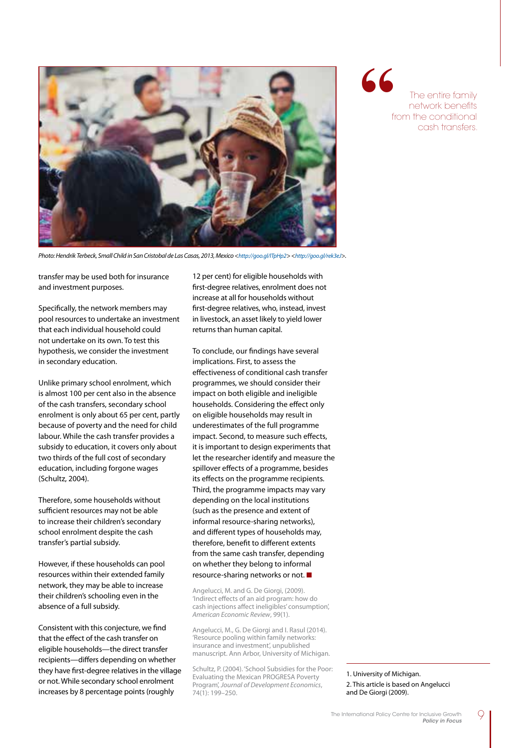Photo: Hendrik Terbeck, Small Child in San Cristobal de Las Casas, 2013, Mexico <http://goo.gl/lTpHp2> <http://goo.gl/rek3eJ>.

> The entire family network benefits from the conditional cash transfers.

transfer may be used both for insurance and investment purposes.

Specifically, the network members may pool resources to undertake an investment that each individual household could not undertake on its own. To test this hypothesis, we consider the investment in secondary education.

Unlike primary school enrolment, which is almost 100 per cent also in the absence of the cash transfers, secondary school enrolment is only about 65 per cent, partly because of poverty and the need for child labour. While the cash transfer provides a subsidy to education, it covers only about two thirds of the full cost of secondary education, including forgone wages (Schultz, 2004).

Therefore, some households without sufficient resources may not be able to increase their children's secondary school enrolment despite the cash transfer's partial subsidy.

However, if these households can pool resources within their extended family network, they may be able to increase their children's schooling even in the absence of a full subsidy.

Consistent with this conjecture, we find that the effect of the cash transfer on eligible households—the direct transfer recipients—differs depending on whether they have first-degree relatives in the village or not. While secondary school enrolment increases by 8 percentage points (roughly 12 per cent) for eligible households with first-degree relatives, enrolment does not increase at all for households without first-degree relatives, who, instead, invest in livestock, an asset likely to yield lower returns than human capital.

To conclude, our findings have several implications. First, to assess the effectiveness of conditional cash transfer programmes, we should consider their impact on both eligible and ineligible households. Considering the effect only on eligible households may result in underestimates of the full programme impact. Second, to measure such effects, it is important to design experiments that let the researcher identify and measure the spillover effects of a programme, besides its effects on the programme recipients. Third, the programme impacts may vary depending on the local institutions (such as the presence and extent of informal resource-sharing networks), and different types of households may, therefore, benefit to different extents from the same cash transfer, depending on whether they belong to informal resource-sharing networks or not. ■

Angelucci, M. and G. De Giorgi, (2009). 'Indirect effects of an aid program: how do cash injections affect ineligibles' consumption', *American Economic Review*, 99(1).

Angelucci, M., G. De Giorgi and I. Rasul (2014). 'Resource pooling within family networks: insurance and investment', unpublished manuscript. Ann Arbor, University of Michigan.

Schultz, P. (2004). 'School Subsidies for the Poor: Evaluating the Mexican PROGRESA Poverty Program', *Journal of Development Economics*, 74(1): 199–250.

1. University of Michigan.
2. This article is based on Angelucci and De Giorgi (2009).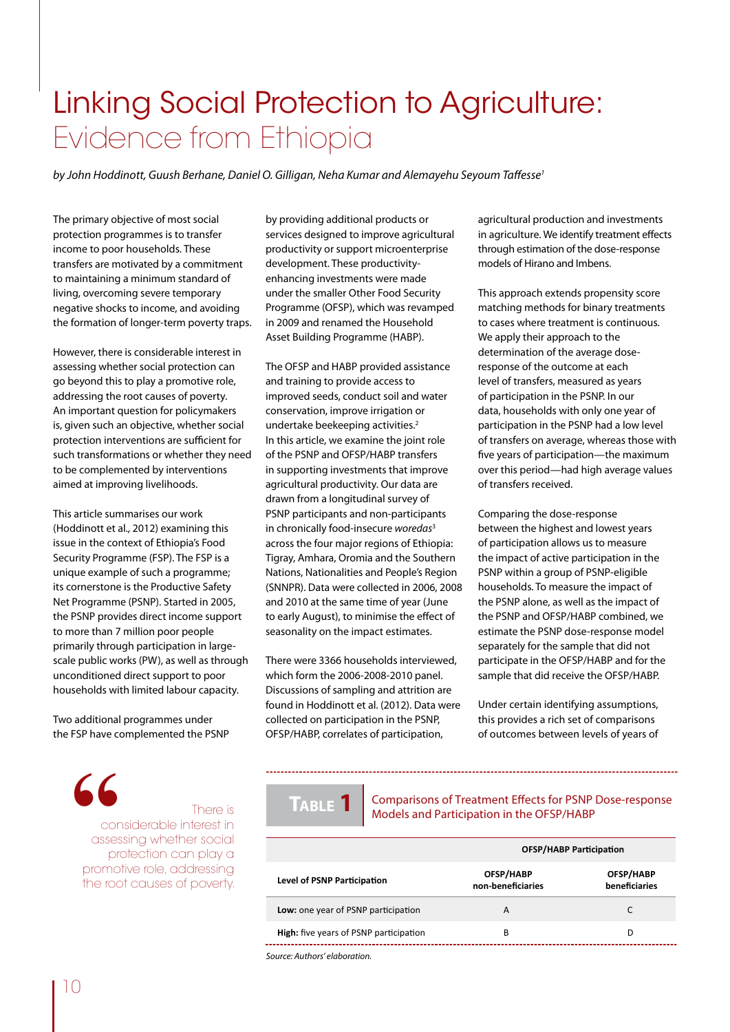# Linking Social Protection to Agriculture: Evidence from Ethiopia

*by John Hoddinott, Guush Berhane, Daniel O. Gilligan, Neha Kumar and Alemayehu Seyoum Taffesse[1]*

The primary objective of most social protection programmes is to transfer income to poor households. These transfers are motivated by a commitment to maintaining a minimum standard of living, overcoming severe temporary negative shocks to income, and avoiding the formation of longer-term poverty traps.

However, there is considerable interest in assessing whether social protection can go beyond this to play a promotive role, addressing the root causes of poverty. An important question for policymakers is, given such an objective, whether social protection interventions are sufficient for such transformations or whether they need to be complemented by interventions aimed at improving livelihoods.

This article summarises our work (Hoddinott et al., 2012) examining this issue in the context of Ethiopia's Food Security Programme (FSP). The FSP is a unique example of such a programme; its cornerstone is the Productive Safety Net Programme (PSNP). Started in 2005, the PSNP provides direct income support to more than 7 million poor people primarily through participation in large-scale public works (PW), as well as through unconditioned direct support to poor households with limited labour capacity.

Two additional programmes under the FSP have complemented the PSNP by providing additional products or services designed to improve agricultural productivity or support microenterprise development. These productivity-enhancing investments were made under the smaller Other Food Security Programme (OFSP), which was revamped in 2009 and renamed the Household Asset Building Programme (HABP).

The OFSP and HABP provided assistance and training to provide access to improved seeds, conduct soil and water conservation, improve irrigation or undertake beekeeping activities.[2] In this article, we examine the joint role of the PSNP and OFSP/HABP transfers in supporting investments that improve agricultural productivity. Our data are drawn from a longitudinal survey of PSNP participants and non-participants in chronically food-insecure *woredas*[3] across the four major regions of Ethiopia: Tigray, Amhara, Oromia and the Southern Nations, Nationalities and People's Region (SNNPR). Data were collected in 2006, 2008 and 2010 at the same time of year (June to early August), to minimise the effect of seasonality on the impact estimates.

There were 3366 households interviewed, which form the 2006-2008-2010 panel. Discussions of sampling and attrition are found in Hoddinott et al. (2012). Data were collected on participation in the PSNP, OFSP/HABP, correlates of participation, agricultural production and investments in agriculture. We identify treatment effects through estimation of the dose-response models of Hirano and Imbens.

This approach extends propensity score matching methods for binary treatments to cases where treatment is continuous. We apply their approach to the determination of the average dose-response of the outcome at each level of transfers, measured as years of participation in the PSNP. In our data, households with only one year of participation in the PSNP had a low level of transfers on average, whereas those with five years of participation—the maximum over this period—had high average values of transfers received.

Comparing the dose-response between the highest and lowest years of participation allows us to measure the impact of active participation in the PSNP within a group of PSNP-eligible households. To measure the impact of the PSNP alone, as well as the impact of the PSNP and OFSP/HABP combined, we estimate the PSNP dose-response model separately for the sample that did not participate in the OFSP/HABP and for the sample that did receive the OFSP/HABP.

Under certain identifying assumptions, this provides a rich set of comparisons of outcomes between levels of years of

> "There is considerable interest in assessing whether social protection can play a promotive role, addressing the root causes of poverty.

**Table 1** Comparisons of Treatment Effects for PSNP Dose-response Models and Participation in the OFSP/HABP

| | OFSP/HABP Participation | |
|---|---|---|
| **Level of PSNP Participation** | **OFSP/HABP non-beneficiaries** | **OFSP/HABP beneficiaries** |
| **Low:** one year of PSNP participation | A | C |
| **High:** five years of PSNP participation | B | D |

*Source: Authors' elaboration.*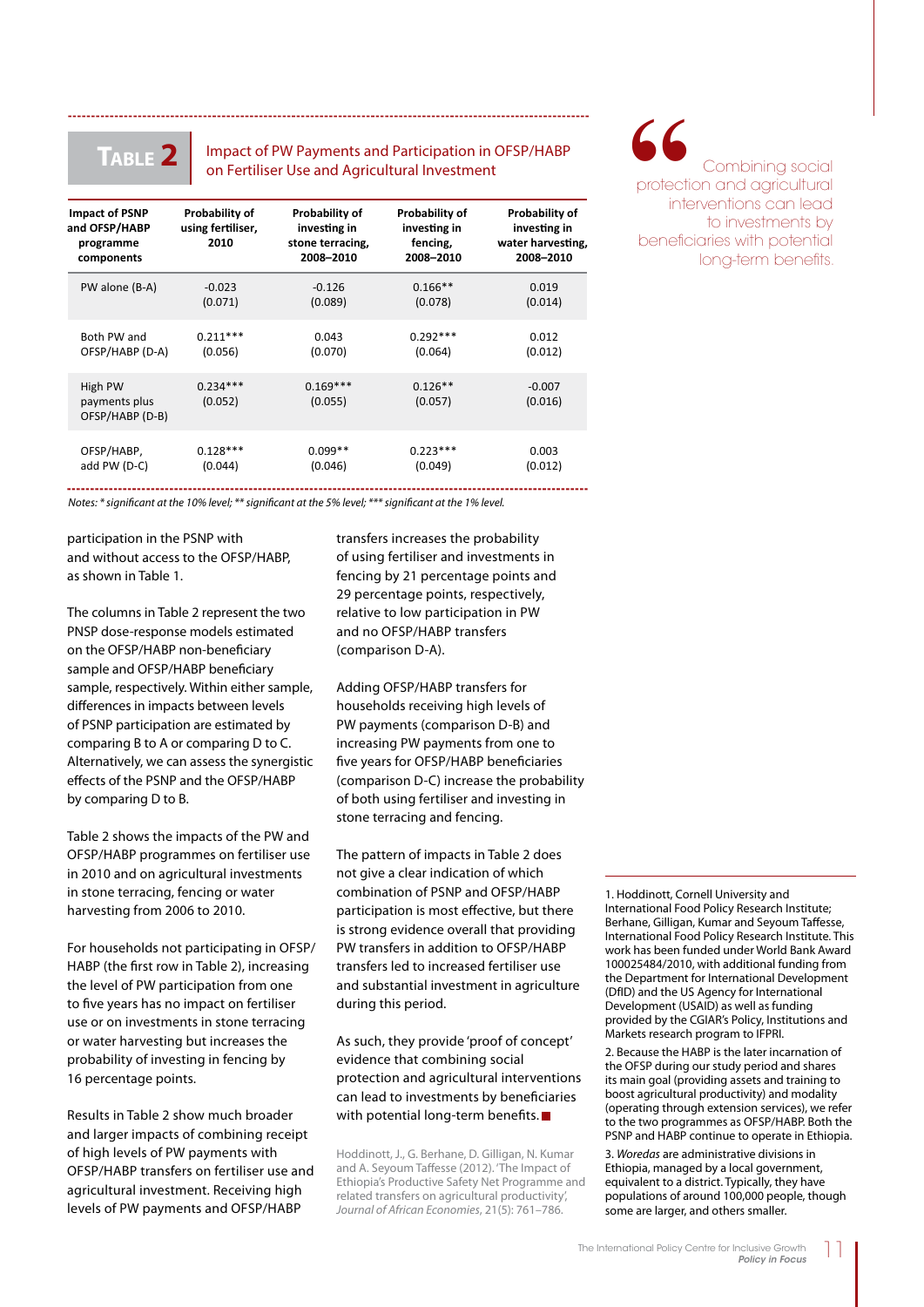## Table 2 Impact of PW Payments and Participation in OFSP/HABP on Fertiliser Use and Agricultural Investment

| Impact of PSNP and OFSP/HABP programme components | Probability of using fertiliser, 2010 | Probability of investing in stone terracing, 2008–2010 | Probability of investing in fencing, 2008–2010 | Probability of investing in water harvesting, 2008–2010 |
|---|---|---|---|---|
| PW alone (B-A) | -0.023 (0.071) | -0.126 (0.089) | 0.166** (0.078) | 0.019 (0.014) |
| Both PW and OFSP/HABP (D-A) | 0.211*** (0.056) | 0.043 (0.070) | 0.292*** (0.064) | 0.012 (0.012) |
| High PW payments plus OFSP/HABP (D-B) | 0.234*** (0.052) | 0.169*** (0.055) | 0.126** (0.057) | -0.007 (0.016) |
| OFSP/HABP, add PW (D-C) | 0.128*** (0.044) | 0.099** (0.046) | 0.223*** (0.049) | 0.003 (0.012) |

*Notes: * significant at the 10% level; ** significant at the 5% level; *** significant at the 1% level.*

participation in the PSNP with and without access to the OFSP/HABP, as shown in Table 1.

The columns in Table 2 represent the two PNSP dose-response models estimated on the OFSP/HABP non-beneficiary sample and OFSP/HABP beneficiary sample, respectively. Within either sample, differences in impacts between levels of PSNP participation are estimated by comparing B to A or comparing D to C. Alternatively, we can assess the synergistic effects of the PSNP and the OFSP/HABP by comparing D to B.

Table 2 shows the impacts of the PW and OFSP/HABP programmes on fertiliser use in 2010 and on agricultural investments in stone terracing, fencing or water harvesting from 2006 to 2010.

For households not participating in OFSP/HABP (the first row in Table 2), increasing the level of PW participation from one to five years has no impact on fertiliser use or on investments in stone terracing or water harvesting but increases the probability of investing in fencing by 16 percentage points.

Results in Table 2 show much broader and larger impacts of combining receipt of high levels of PW payments with OFSP/HABP transfers on fertiliser use and agricultural investment. Receiving high levels of PW payments and OFSP/HABP transfers increases the probability of using fertiliser and investments in fencing by 21 percentage points and 29 percentage points, respectively, relative to low participation in PW and no OFSP/HABP transfers (comparison D-A).

Adding OFSP/HABP transfers for households receiving high levels of PW payments (comparison D-B) and increasing PW payments from one to five years for OFSP/HABP beneficiaries (comparison D-C) increase the probability of both using fertiliser and investing in stone terracing and fencing.

The pattern of impacts in Table 2 does not give a clear indication of which combination of PSNP and OFSP/HABP participation is most effective, but there is strong evidence overall that providing PW transfers in addition to OFSP/HABP transfers led to increased fertiliser use and substantial investment in agriculture during this period.

As such, they provide 'proof of concept' evidence that combining social protection and agricultural interventions can lead to investments by beneficiaries with potential long-term benefits.

Hoddinott, J., G. Berhane, D. Gilligan, N. Kumar and A. Seyoum Taffesse (2012). 'The Impact of Ethiopia's Productive Safety Net Programme and related transfers on agricultural productivity', *Journal of African Economies*, 21(5): 761–786.

> "Combining social protection and agricultural interventions can lead to investments by beneficiaries with potential long-term benefits."

1. Hoddinott, Cornell University and International Food Policy Research Institute; Berhane, Gilligan, Kumar and Seyoum Taffesse, International Food Policy Research Institute. This work has been funded under World Bank Award 100025484/2010, with additional funding from the Department for International Development (DfID) and the US Agency for International Development (USAID) as well as funding provided by the CGIAR's Policy, Institutions and Markets research program to IFPRI.

2. Because the HABP is the later incarnation of the OFSP during our study period and shares its main goal (providing assets and training to boost agricultural productivity) and modality (operating through extension services), we refer to the two programmes as OFSP/HABP. Both the PSNP and HABP continue to operate in Ethiopia.

3. *Woredas* are administrative divisions in Ethiopia, managed by a local government, equivalent to a district. Typically, they have populations of around 100,000 people, though some are larger, and others smaller.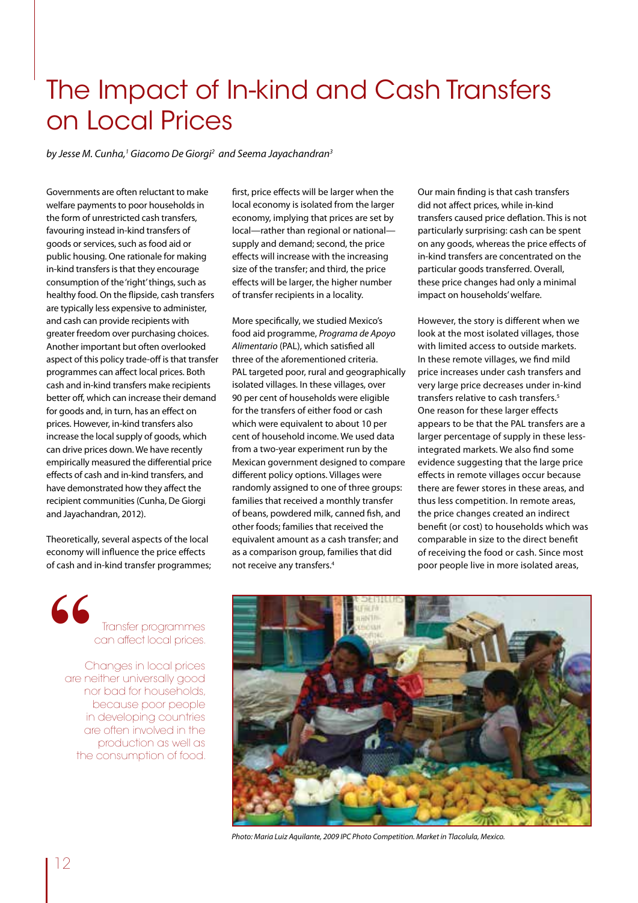# The Impact of In-kind and Cash Transfers on Local Prices

*by Jesse M. Cunha,[1] Giacomo De Giorgi[2] and Seema Jayachandran[3]*

Governments are often reluctant to make welfare payments to poor households in the form of unrestricted cash transfers, favouring instead in-kind transfers of goods or services, such as food aid or public housing. One rationale for making in-kind transfers is that they encourage consumption of the 'right' things, such as healthy food. On the flipside, cash transfers are typically less expensive to administer, and cash can provide recipients with greater freedom over purchasing choices. Another important but often overlooked aspect of this policy trade-off is that transfer programmes can affect local prices. Both cash and in-kind transfers make recipients better off, which can increase their demand for goods and, in turn, has an effect on prices. However, in-kind transfers also increase the local supply of goods, which can drive prices down. We have recently empirically measured the differential price effects of cash and in-kind transfers, and have demonstrated how they affect the recipient communities (Cunha, De Giorgi and Jayachandran, 2012).

Theoretically, several aspects of the local economy will influence the price effects of cash and in-kind transfer programmes; first, price effects will be larger when the local economy is isolated from the larger economy, implying that prices are set by local—rather than regional or national—supply and demand; second, the price effects will increase with the increasing size of the transfer; and third, the price effects will be larger, the higher number of transfer recipients in a locality.

More specifically, we studied Mexico's food aid programme, *Programa de Apoyo Alimentario* (PAL), which satisfied all three of the aforementioned criteria. PAL targeted poor, rural and geographically isolated villages. In these villages, over 90 per cent of households were eligible for the transfers of either food or cash which were equivalent to about 10 per cent of household income. We used data from a two-year experiment run by the Mexican government designed to compare different policy options. Villages were randomly assigned to one of three groups: families that received a monthly transfer of beans, powdered milk, canned fish, and other foods; families that received the equivalent amount as a cash transfer; and as a comparison group, families that did not receive any transfers.[4]

Our main finding is that cash transfers did not affect prices, while in-kind transfers caused price deflation. This is not particularly surprising: cash can be spent on any goods, whereas the price effects of in-kind transfers are concentrated on the particular goods transferred. Overall, these price changes had only a minimal impact on households' welfare.

However, the story is different when we look at the most isolated villages, those with limited access to outside markets. In these remote villages, we find mild price increases under cash transfers and very large price decreases under in-kind transfers relative to cash transfers.[5] One reason for these larger effects appears to be that the PAL transfers are a larger percentage of supply in these less-integrated markets. We also find some evidence suggesting that the large price effects in remote villages occur because there are fewer stores in these areas, and thus less competition. In remote areas, the price changes created an indirect benefit (or cost) to households which was comparable in size to the direct benefit of receiving the food or cash. Since most poor people live in more isolated areas,

> "Transfer programmes can affect local prices.
>
> Changes in local prices are neither universally good nor bad for households, because poor people in developing countries are often involved in the production as well as the consumption of food."

*Photo: Maria Luiz Aquilante, 2009 IPC Photo Competition. Market in Tlacolula, Mexico.*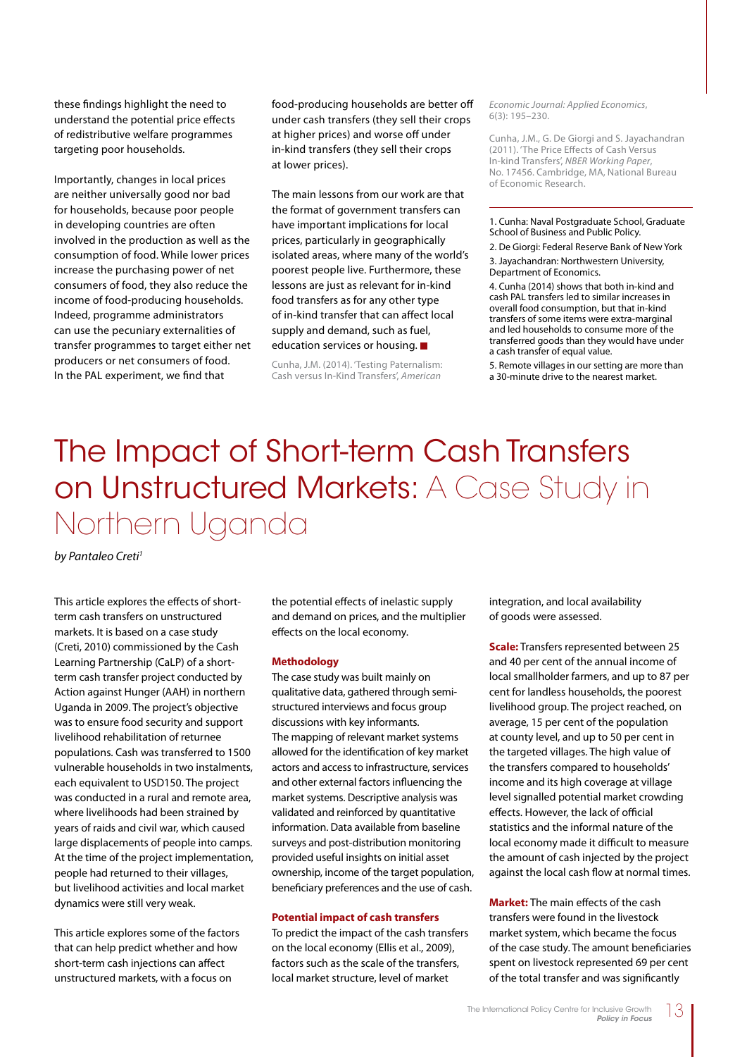these findings highlight the need to understand the potential price effects of redistributive welfare programmes targeting poor households.

Importantly, changes in local prices are neither universally good nor bad for households, because poor people in developing countries are often involved in the production as well as the consumption of food. While lower prices increase the purchasing power of net consumers of food, they also reduce the income of food-producing households. Indeed, programme administrators can use the pecuniary externalities of transfer programmes to target either net producers or net consumers of food. In the PAL experiment, we find that food-producing households are better off under cash transfers (they sell their crops at higher prices) and worse off under in-kind transfers (they sell their crops at lower prices).

The main lessons from our work are that the format of government transfers can have important implications for local prices, particularly in geographically isolated areas, where many of the world's poorest people live. Furthermore, these lessons are just as relevant for in-kind food transfers as for any other type of in-kind transfer that can affect local supply and demand, such as fuel, education services or housing. ■

Cunha, J.M. (2014). 'Testing Paternalism: Cash versus In-Kind Transfers', *American Economic Journal: Applied Economics*, 6(3): 195–230.

Cunha, J.M., G. De Giorgi and S. Jayachandran (2011). 'The Price Effects of Cash Versus In-Kind Transfers', *NBER Working Paper*, No. 17456. Cambridge, MA, National Bureau of Economic Research.

1. Cunha: Naval Postgraduate School, Graduate School of Business and Public Policy.
2. De Giorgi: Federal Reserve Bank of New York
3. Jayachandran: Northwestern University, Department of Economics.
4. Cunha (2014) shows that both in-kind and cash PAL transfers led to similar increases in overall food consumption, but that in-kind transfers of some items were extra-marginal and led households to consume more of the transferred goods than they would have under a cash transfer of equal value.
5. Remote villages in our setting are more than a 30-minute drive to the nearest market.

# The Impact of Short-term Cash Transfers on Unstructured Markets: A Case Study in Northern Uganda

*by Pantaleo Creti*[1]

This article explores the effects of short-term cash transfers on unstructured markets. It is based on a case study (Creti, 2010) commissioned by the Cash Learning Partnership (CaLP) of a short-term cash transfer project conducted by Action against Hunger (AAH) in northern Uganda in 2009. The project's objective was to ensure food security and support livelihood rehabilitation of returnee populations. Cash was transferred to 1500 vulnerable households in two instalments, each equivalent to USD150. The project was conducted in a rural and remote area, where livelihoods had been strained by years of raids and civil war, which caused large displacements of people into camps. At the time of the project implementation, people had returned to their villages, but livelihood activities and local market dynamics were still very weak.

This article explores some of the factors that can help predict whether and how short-term cash injections can affect unstructured markets, with a focus on the potential effects of inelastic supply and demand on prices, and the multiplier effects on the local economy.

**Methodology**

The case study was built mainly on qualitative data, gathered through semi-structured interviews and focus group discussions with key informants. The mapping of relevant market systems allowed for the identification of key market actors and access to infrastructure, services and other external factors influencing the market systems. Descriptive analysis was validated and reinforced by quantitative information. Data available from baseline surveys and post-distribution monitoring provided useful insights on initial asset ownership, income of the target population, beneficiary preferences and the use of cash.

**Potential impact of cash transfers**

To predict the impact of the cash transfers on the local economy (Ellis et al., 2009), factors such as the scale of the transfers, local market structure, level of market integration, and local availability of goods were assessed.

**Scale:** Transfers represented between 25 and 40 per cent of the annual income of local smallholder farmers, and up to 87 per cent for landless households, the poorest livelihood group. The project reached, on average, 15 per cent of the population at county level, and up to 50 per cent in the targeted villages. The high value of the transfers compared to households' income and its high coverage at village level signalled potential market crowding effects. However, the lack of official statistics and the informal nature of the local economy made it difficult to measure the amount of cash injected by the project against the local cash flow at normal times.

**Market:** The main effects of the cash transfers were found in the livestock market system, which became the focus of the case study. The amount beneficiaries spent on livestock represented 69 per cent of the total transfer and was significantly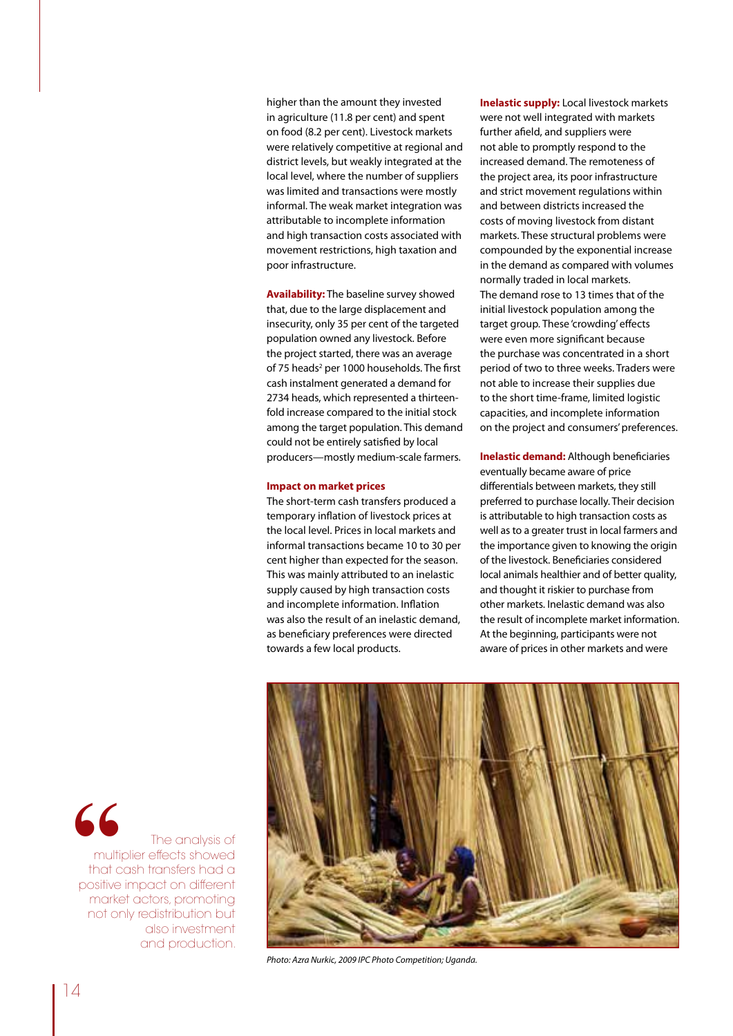higher than the amount they invested in agriculture (11.8 per cent) and spent on food (8.2 per cent). Livestock markets were relatively competitive at regional and district levels, but weakly integrated at the local level, where the number of suppliers was limited and transactions were mostly informal. The weak market integration was attributable to incomplete information and high transaction costs associated with movement restrictions, high taxation and poor infrastructure.

**Availability:** The baseline survey showed that, due to the large displacement and insecurity, only 35 per cent of the targeted population owned any livestock. Before the project started, there was an average of 75 heads[2] per 1000 households. The first cash instalment generated a demand for 2734 heads, which represented a thirteen-fold increase compared to the initial stock among the target population. This demand could not be entirely satisfied by local producers—mostly medium-scale farmers.

### Impact on market prices

The short-term cash transfers produced a temporary inflation of livestock prices at the local level. Prices in local markets and informal transactions became 10 to 30 per cent higher than expected for the season. This was mainly attributed to an inelastic supply caused by high transaction costs and incomplete information. Inflation was also the result of an inelastic demand, as beneficiary preferences were directed towards a few local products.

**Inelastic supply:** Local livestock markets were not well integrated with markets further afield, and suppliers were not able to promptly respond to the increased demand. The remoteness of the project area, its poor infrastructure and strict movement regulations within and between districts increased the costs of moving livestock from distant markets. These structural problems were compounded by the exponential increase in the demand as compared with volumes normally traded in local markets. The demand rose to 13 times that of the initial livestock population among the target group. These 'crowding' effects were even more significant because the purchase was concentrated in a short period of two to three weeks. Traders were not able to increase their supplies due to the short time-frame, limited logistic capacities, and incomplete information on the project and consumers' preferences.

**Inelastic demand:** Although beneficiaries eventually became aware of price differentials between markets, they still preferred to purchase locally. Their decision is attributable to high transaction costs as well as to a greater trust in local farmers and the importance given to knowing the origin of the livestock. Beneficiaries considered local animals healthier and of better quality, and thought it riskier to purchase from other markets. Inelastic demand was also the result of incomplete market information. At the beginning, participants were not aware of prices in other markets and were

> The analysis of multiplier effects showed that cash transfers had a positive impact on different market actors, promoting not only redistribution but also investment and production.

*Photo: Azra Nurkic, 2009 IPC Photo Competition; Uganda.*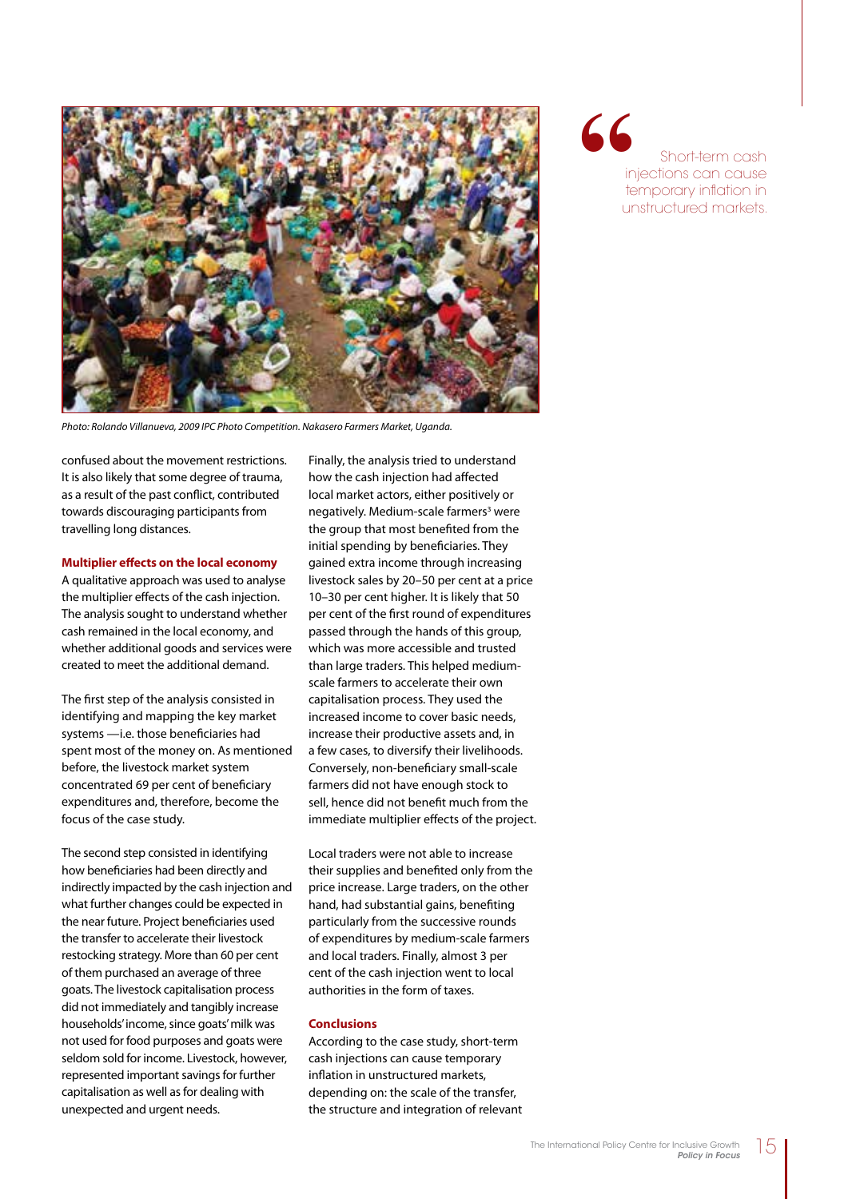Photo: Rolando Villanueva, 2009 IPC Photo Competition. Nakasero Farmers Market, Uganda.

> Short-term cash injections can cause temporary inflation in unstructured markets.

confused about the movement restrictions. It is also likely that some degree of trauma, as a result of the past conflict, contributed towards discouraging participants from travelling long distances.

**Multiplier effects on the local economy**

A qualitative approach was used to analyse the multiplier effects of the cash injection. The analysis sought to understand whether cash remained in the local economy, and whether additional goods and services were created to meet the additional demand.

The first step of the analysis consisted in identifying and mapping the key market systems —i.e. those beneficiaries had spent most of the money on. As mentioned before, the livestock market system concentrated 69 per cent of beneficiary expenditures and, therefore, become the focus of the case study.

The second step consisted in identifying how beneficiaries had been directly and indirectly impacted by the cash injection and what further changes could be expected in the near future. Project beneficiaries used the transfer to accelerate their livestock restocking strategy. More than 60 per cent of them purchased an average of three goats. The livestock capitalisation process did not immediately and tangibly increase households' income, since goats' milk was not used for food purposes and goats were seldom sold for income. Livestock, however, represented important savings for further capitalisation as well as for dealing with unexpected and urgent needs.

Finally, the analysis tried to understand how the cash injection had affected local market actors, either positively or negatively. Medium-scale farmers[3] were the group that most benefited from the initial spending by beneficiaries. They gained extra income through increasing livestock sales by 20–50 per cent at a price 10–30 per cent higher. It is likely that 50 per cent of the first round of expenditures passed through the hands of this group, which was more accessible and trusted than large traders. This helped medium-scale farmers to accelerate their own capitalisation process. They used the increased income to cover basic needs, increase their productive assets and, in a few cases, to diversify their livelihoods. Conversely, non-beneficiary small-scale farmers did not have enough stock to sell, hence did not benefit much from the immediate multiplier effects of the project.

Local traders were not able to increase their supplies and benefited only from the price increase. Large traders, on the other hand, had substantial gains, benefiting particularly from the successive rounds of expenditures by medium-scale farmers and local traders. Finally, almost 3 per cent of the cash injection went to local authorities in the form of taxes.

**Conclusions**

According to the case study, short-term cash injections can cause temporary inflation in unstructured markets, depending on: the scale of the transfer, the structure and integration of relevant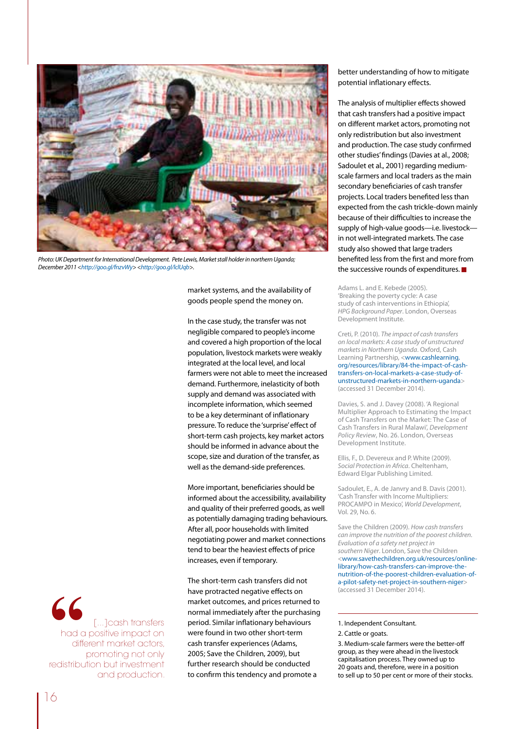Photo: UK Department for International Development. Pete Lewis, Market stall holder in northern Uganda; December 2011 <http://goo.gl/fnzvWy> <http://goo.gl/lclUqb>.

market systems, and the availability of goods people spend the money on.

In the case study, the transfer was not negligible compared to people's income and covered a high proportion of the local population, livestock markets were weakly integrated at the local level, and local farmers were not able to meet the increased demand. Furthermore, inelasticity of both supply and demand was associated with incomplete information, which seemed to be a key determinant of inflationary pressure. To reduce the 'surprise' effect of short-term cash projects, key market actors should be informed in advance about the scope, size and duration of the transfer, as well as the demand-side preferences.

More important, beneficiaries should be informed about the accessibility, availability and quality of their preferred goods, as well as potentially damaging trading behaviours. After all, poor households with limited negotiating power and market connections tend to bear the heaviest effects of price increases, even if temporary.

The short-term cash transfers did not have protracted negative effects on market outcomes, and prices returned to normal immediately after the purchasing period. Similar inflationary behaviours were found in two other short-term cash transfer experiences (Adams, 2005; Save the Children, 2009), but further research should be conducted to confirm this tendency and promote a better understanding of how to mitigate potential inflationary effects.

> "[...]cash transfers had a positive impact on different market actors, promoting not only redistribution but investment and production.

The analysis of multiplier effects showed that cash transfers had a positive impact on different market actors, promoting not only redistribution but also investment and production. The case study confirmed other studies' findings (Davies at al., 2008; Sadoulet et al., 2001) regarding medium-scale farmers and local traders as the main secondary beneficiaries of cash transfer projects. Local traders benefited less than expected from the cash trickle-down mainly because of their difficulties to increase the supply of high-value goods—i.e. livestock—in not well-integrated markets. The case study also showed that large traders benefited less from the first and more from the successive rounds of expenditures. ■

Adams L. and E. Kebede (2005). 'Breaking the poverty cycle: A case study of cash interventions in Ethiopia', *HPG Background Paper*. London, Overseas Development Institute.

Creti, P. (2010). *The impact of cash transfers on local markets: A case study of unstructured markets in Northern Uganda*. Oxford, Cash Learning Partnership, <www.cashlearning.org/resources/library/84-the-impact-of-cash-transfers-on-local-markets-a-case-study-of-unstructured-markets-in-northern-uganda> (accessed 31 December 2014).

Davies, S. and J. Davey (2008). 'A Regional Multiplier Approach to Estimating the Impact of Cash Transfers on the Market: The Case of Cash Transfers in Rural Malawi', *Development Policy Review*, No. 26. London, Overseas Development Institute.

Ellis, F., D. Devereux and P. White (2009). *Social Protection in Africa*. Cheltenham, Edward Elgar Publishing Limited.

Sadoulet, E., A. de Janvry and B. Davis (2001). 'Cash Transfer with Income Multipliers: PROCAMPO in Mexico', *World Development*, Vol. 29, No. 6.

Save the Children (2009). *How cash transfers can improve the nutrition of the poorest children. Evaluation of a safety net project in southern Niger*. London, Save the Children <www.savethechildren.org.uk/resources/online-library/how-cash-transfers-can-improve-the-nutrition-of-the-poorest-children-evaluation-of-a-pilot-safety-net-project-in-southern-niger> (accessed 31 December 2014).

---

1. Independent Consultant.
2. Cattle or goats.
3. Medium-scale farmers were the better-off group, as they were ahead in the livestock capitalisation process. They owned up to 20 goats and, therefore, were in a position to sell up to 50 per cent or more of their stocks.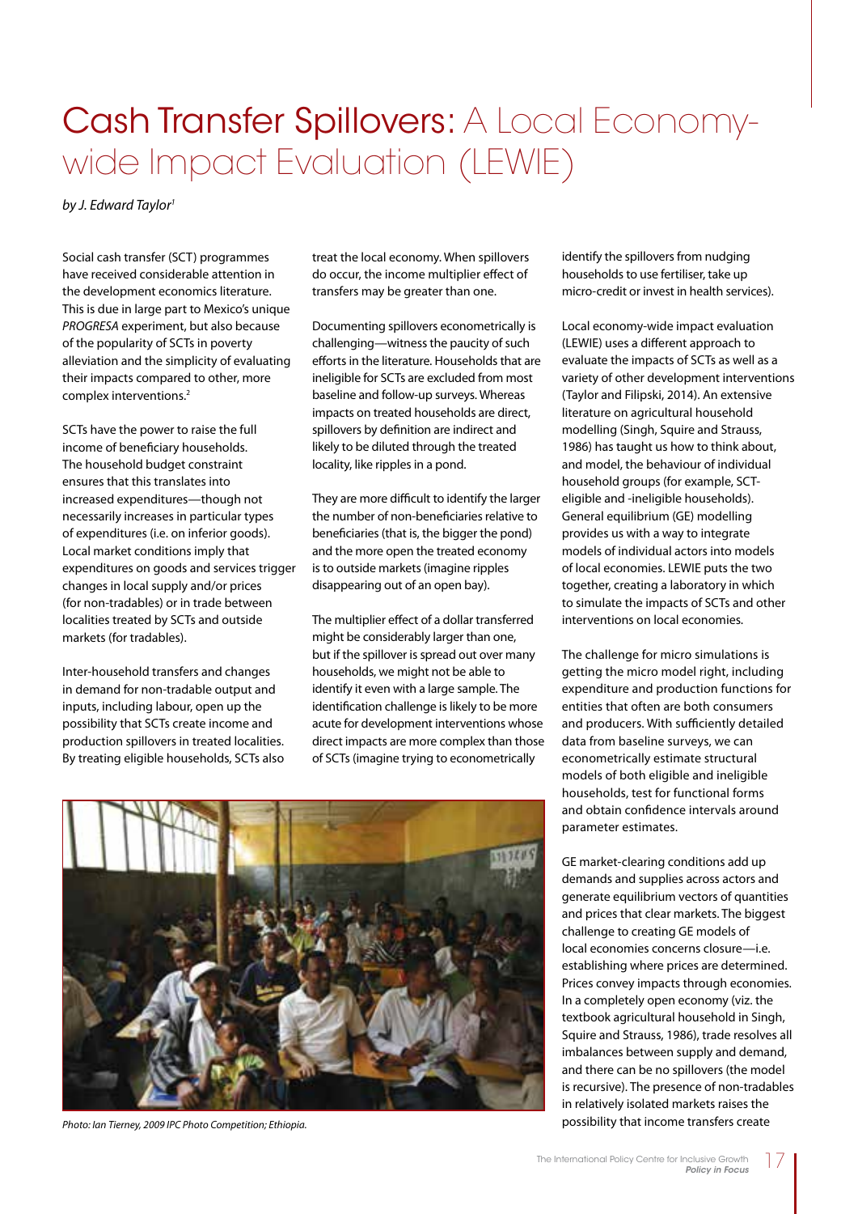# Cash Transfer Spillovers: A Local Economy-wide Impact Evaluation (LEWIE)

*by J. Edward Taylor*[1]

Social cash transfer (SCT) programmes have received considerable attention in the development economics literature. This is due in large part to Mexico's unique *PROGRESA* experiment, but also because of the popularity of SCTs in poverty alleviation and the simplicity of evaluating their impacts compared to other, more complex interventions.[2]

SCTs have the power to raise the full income of beneficiary households. The household budget constraint ensures that this translates into increased expenditures—though not necessarily increases in particular types of expenditures (i.e. on inferior goods). Local market conditions imply that expenditures on goods and services trigger changes in local supply and/or prices (for non-tradables) or in trade between localities treated by SCTs and outside markets (for tradables).

Inter-household transfers and changes in demand for non-tradable output and inputs, including labour, open up the possibility that SCTs create income and production spillovers in treated localities. By treating eligible households, SCTs also treat the local economy. When spillovers do occur, the income multiplier effect of transfers may be greater than one.

Documenting spillovers econometrically is challenging—witness the paucity of such efforts in the literature. Households that are ineligible for SCTs are excluded from most baseline and follow-up surveys. Whereas impacts on treated households are direct, spillovers by definition are indirect and likely to be diluted through the treated locality, like ripples in a pond.

They are more difficult to identify the larger the number of non-beneficiaries relative to beneficiaries (that is, the bigger the pond) and the more open the treated economy is to outside markets (imagine ripples disappearing out of an open bay).

The multiplier effect of a dollar transferred might be considerably larger than one, but if the spillover is spread out over many households, we might not be able to identify it even with a large sample. The identification challenge is likely to be more acute for development interventions whose direct impacts are more complex than those of SCTs (imagine trying to econometrically identify the spillovers from nudging households to use fertiliser, take up micro-credit or invest in health services).

Local economy-wide impact evaluation (LEWIE) uses a different approach to evaluate the impacts of SCTs as well as a variety of other development interventions (Taylor and Filipski, 2014). An extensive literature on agricultural household modelling (Singh, Squire and Strauss, 1986) has taught us how to think about, and model, the behaviour of individual household groups (for example, SCT-eligible and -ineligible households). General equilibrium (GE) modelling provides us with a way to integrate models of individual actors into models of local economies. LEWIE puts the two together, creating a laboratory in which to simulate the impacts of SCTs and other interventions on local economies.

The challenge for micro simulations is getting the micro model right, including expenditure and production functions for entities that often are both consumers and producers. With sufficiently detailed data from baseline surveys, we can econometrically estimate structural models of both eligible and ineligible households, test for functional forms and obtain confidence intervals around parameter estimates.

GE market-clearing conditions add up demands and supplies across actors and generate equilibrium vectors of quantities and prices that clear markets. The biggest challenge to creating GE models of local economies concerns closure—i.e. establishing where prices are determined. Prices convey impacts through economies. In a completely open economy (viz. the textbook agricultural household in Singh, Squire and Strauss, 1986), trade resolves all imbalances between supply and demand, and there can be no spillovers (the model is recursive). The presence of non-tradables in relatively isolated markets raises the possibility that income transfers create

*Photo: Ian Tierney, 2009 IPC Photo Competition; Ethiopia.*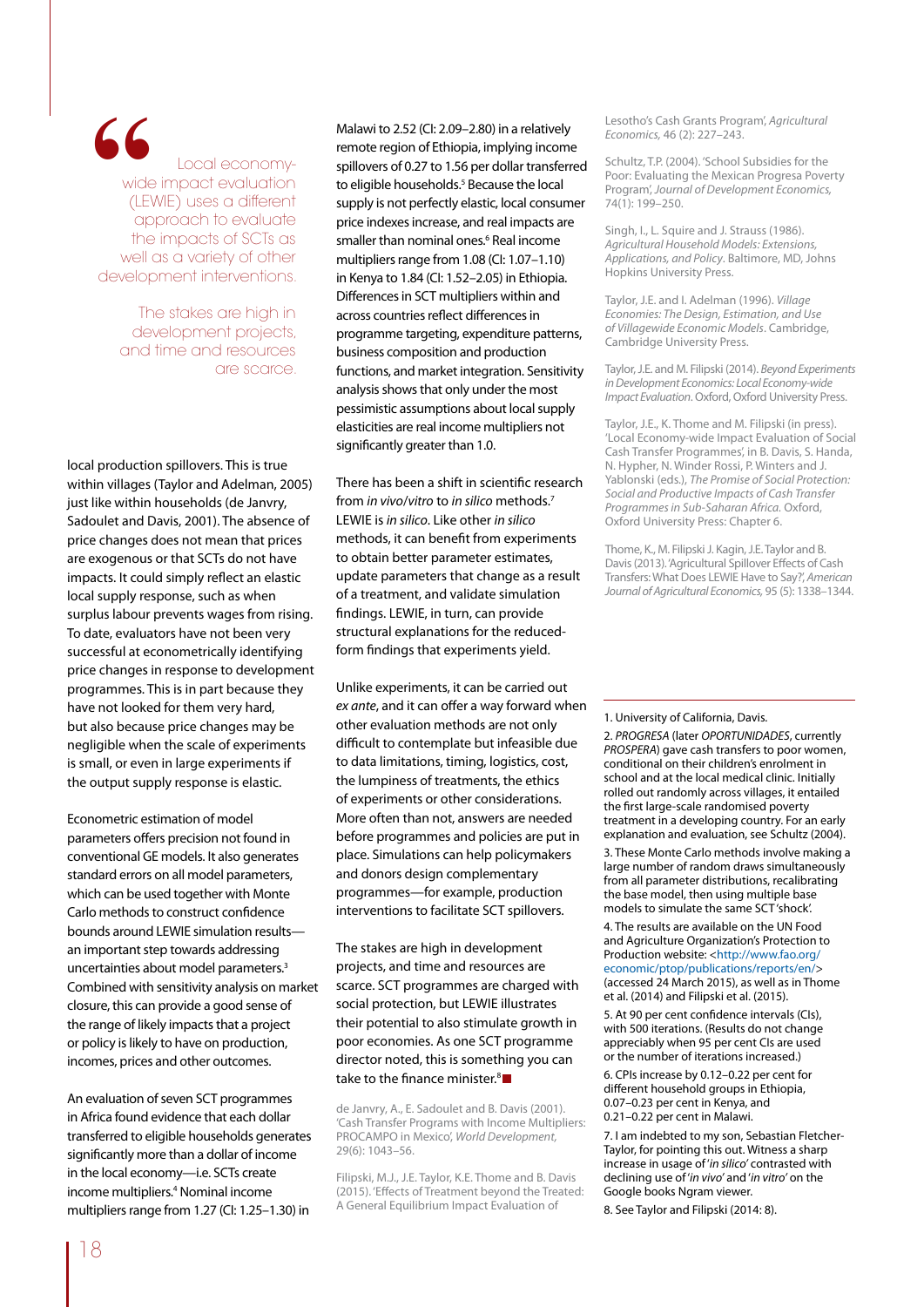> Local economy-wide impact evaluation (LEWIE) uses a different approach to evaluate the impacts of SCTs as well as a variety of other development interventions.
>
> The stakes are high in development projects, and time and resources are scarce.

local production spillovers. This is true within villages (Taylor and Adelman, 2005) just like within households (de Janvry, Sadoulet and Davis, 2001). The absence of price changes does not mean that prices are exogenous or that SCTs do not have impacts. It could simply reflect an elastic local supply response, such as when surplus labour prevents wages from rising. To date, evaluators have not been very successful at econometrically identifying price changes in response to development programmes. This is in part because they have not looked for them very hard, but also because price changes may be negligible when the scale of experiments is small, or even in large experiments if the output supply response is elastic.

Econometric estimation of model parameters offers precision not found in conventional GE models. It also generates standard errors on all model parameters, which can be used together with Monte Carlo methods to construct confidence bounds around LEWIE simulation results—an important step towards addressing uncertainties about model parameters.[3] Combined with sensitivity analysis on market closure, this can provide a good sense of the range of likely impacts that a project or policy is likely to have on production, incomes, prices and other outcomes.

An evaluation of seven SCT programmes in Africa found evidence that each dollar transferred to eligible households generates significantly more than a dollar of income in the local economy—i.e. SCTs create income multipliers.[4] Nominal income multipliers range from 1.27 (CI: 1.25–1.30) in Malawi to 2.52 (CI: 2.09–2.80) in a relatively remote region of Ethiopia, implying income spillovers of 0.27 to 1.56 per dollar transferred to eligible households.[5] Because the local supply is not perfectly elastic, local consumer price indexes increase, and real impacts are smaller than nominal ones.[6] Real income multipliers range from 1.08 (CI: 1.07–1.10) in Kenya to 1.84 (CI: 1.52–2.05) in Ethiopia. Differences in SCT multipliers within and across countries reflect differences in programme targeting, expenditure patterns, business composition and production functions, and market integration. Sensitivity analysis shows that only under the most pessimistic assumptions about local supply elasticities are real income multipliers not significantly greater than 1.0.

There has been a shift in scientific research from *in vivo*/*vitro* to *in silico* methods.[7] LEWIE is *in silico*. Like other *in silico* methods, it can benefit from experiments to obtain better parameter estimates, update parameters that change as a result of a treatment, and validate simulation findings. LEWIE, in turn, can provide structural explanations for the reduced-form findings that experiments yield.

Unlike experiments, it can be carried out *ex ante*, and it can offer a way forward when other evaluation methods are not only difficult to contemplate but infeasible due to data limitations, timing, logistics, cost, the lumpiness of treatments, the ethics of experiments or other considerations. More often than not, answers are needed before programmes and policies are put in place. Simulations can help policymakers and donors design complementary programmes—for example, production interventions to facilitate SCT spillovers.

The stakes are high in development projects, and time and resources are scarce. SCT programmes are charged with social protection, but LEWIE illustrates their potential to also stimulate growth in poor economies. As one SCT programme director noted, this is something you can take to the finance minister.[8] ■

de Janvry, A., E. Sadoulet and B. Davis (2001). 'Cash Transfer Programs with Income Multipliers: PROCAMPO in Mexico', *World Development*, 29(6): 1043–56.

Filipski, M.J., J.E. Taylor, K.E. Thome and B. Davis (2015). 'Effects of Treatment beyond the Treated: A General Equilibrium Impact Evaluation of Lesotho's Cash Grants Program', *Agricultural Economics*, 46 (2): 227–243.

Schultz, T.P. (2004). 'School Subsidies for the Poor: Evaluating the Mexican Progresa Poverty Program', *Journal of Development Economics*, 74(1): 199–250.

Singh, I., L. Squire and J. Strauss (1986). *Agricultural Household Models: Extensions, Applications, and Policy*. Baltimore, MD, Johns Hopkins University Press.

Taylor, J.E. and I. Adelman (1996). *Village Economies: The Design, Estimation, and Use of Villagewide Economic Models*. Cambridge, Cambridge University Press.

Taylor, J.E. and M. Filipski (2014). *Beyond Experiments in Development Economics: Local Economy-wide Impact Evaluation*. Oxford, Oxford University Press.

Taylor, J.E., K. Thome and M. Filipski (in press). 'Local Economy-wide Impact Evaluation of Social Cash Transfer Programmes', in B. Davis, S. Handa, N. Hypher, N. Winder Rossi, P. Winters and J. Yablonski (eds.), *The Promise of Social Protection: Social and Productive Impacts of Cash Transfer Programmes in Sub-Saharan Africa*. Oxford, Oxford University Press: Chapter 6.

Thome, K., M. Filipski J. Kagin, J.E. Taylor and B. Davis (2013). 'Agricultural Spillover Effects of Cash Transfers: What Does LEWIE Have to Say?', *American Journal of Agricultural Economics*, 95 (5): 1338–1344.

---

1. University of California, Davis.
2. *PROGRESA* (later *OPORTUNIDADES*, currently *PROSPERA*) gave cash transfers to poor women, conditional on their children's enrolment in school and at the local medical clinic. Initially rolled out randomly across villages, it entailed the first large-scale randomised poverty treatment in a developing country. For an early explanation and evaluation, see Schultz (2004).
3. These Monte Carlo methods involve making a large number of random draws simultaneously from all parameter distributions, recalibrating the base model, then using multiple base models to simulate the same SCT 'shock'.
4. The results are available on the UN Food and Agriculture Organization's Protection to Production website: <http://www.fao.org/economic/ptop/publications/reports/en/> (accessed 24 March 2015), as well as in Thome et al. (2014) and Filipski et al. (2015).
5. At 90 per cent confidence intervals (CIs), with 500 iterations. (Results do not change appreciably when 95 per cent CIs are used or the number of iterations increased.)
6. CPIs increase by 0.12–0.22 per cent for different household groups in Ethiopia, 0.07–0.23 per cent in Kenya, and 0.21–0.22 per cent in Malawi.
7. I am indebted to my son, Sebastian Fletcher-Taylor, for pointing this out. Witness a sharp increase in usage of '*in silico*' contrasted with declining use of '*in vivo*' and '*in vitro*' on the Google books Ngram viewer.
8. See Taylor and Filipski (2014: 8).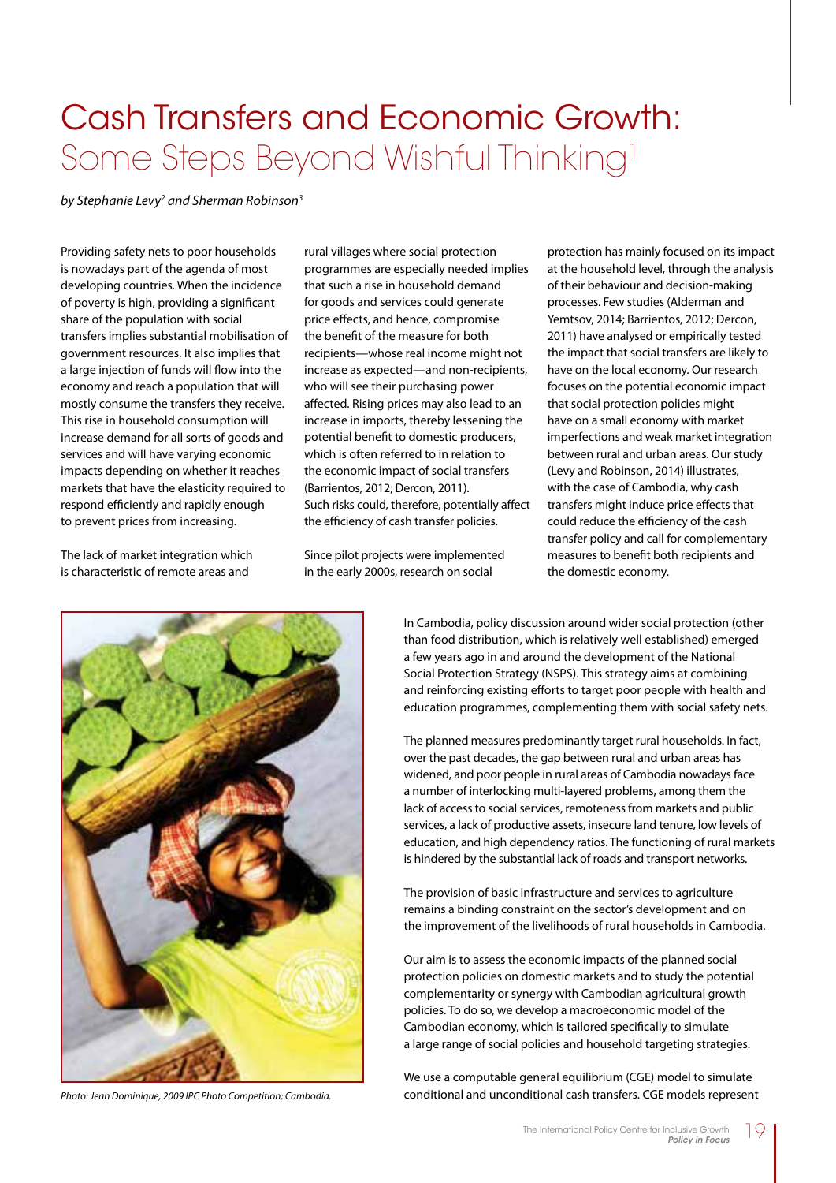# Cash Transfers and Economic Growth: Some Steps Beyond Wishful Thinking[1]

*by Stephanie Levy[2] and Sherman Robinson[3]*

Providing safety nets to poor households is nowadays part of the agenda of most developing countries. When the incidence of poverty is high, providing a significant share of the population with social transfers implies substantial mobilisation of government resources. It also implies that a large injection of funds will flow into the economy and reach a population that will mostly consume the transfers they receive. This rise in household consumption will increase demand for all sorts of goods and services and will have varying economic impacts depending on whether it reaches markets that have the elasticity required to respond efficiently and rapidly enough to prevent prices from increasing.

The lack of market integration which is characteristic of remote areas and rural villages where social protection programmes are especially needed implies that such a rise in household demand for goods and services could generate price effects, and hence, compromise the benefit of the measure for both recipients—whose real income might not increase as expected—and non-recipients, who will see their purchasing power affected. Rising prices may also lead to an increase in imports, thereby lessening the potential benefit to domestic producers, which is often referred to in relation to the economic impact of social transfers (Barrientos, 2012; Dercon, 2011). Such risks could, therefore, potentially affect the efficiency of cash transfer policies.

Since pilot projects were implemented in the early 2000s, research on social protection has mainly focused on its impact at the household level, through the analysis of their behaviour and decision-making processes. Few studies (Alderman and Yemtsov, 2014; Barrientos, 2012; Dercon, 2011) have analysed or empirically tested the impact that social transfers are likely to have on the local economy. Our research focuses on the potential economic impact that social protection policies might have on a small economy with market imperfections and weak market integration between rural and urban areas. Our study (Levy and Robinson, 2014) illustrates, with the case of Cambodia, why cash transfers might induce price effects that could reduce the efficiency of the cash transfer policy and call for complementary measures to benefit both recipients and the domestic economy.

*Photo: Jean Dominique, 2009 IPC Photo Competition; Cambodia.*

In Cambodia, policy discussion around wider social protection (other than food distribution, which is relatively well established) emerged a few years ago in and around the development of the National Social Protection Strategy (NSPS). This strategy aims at combining and reinforcing existing efforts to target poor people with health and education programmes, complementing them with social safety nets.

The planned measures predominantly target rural households. In fact, over the past decades, the gap between rural and urban areas has widened, and poor people in rural areas of Cambodia nowadays face a number of interlocking multi-layered problems, among them the lack of access to social services, remoteness from markets and public services, a lack of productive assets, insecure land tenure, low levels of education, and high dependency ratios. The functioning of rural markets is hindered by the substantial lack of roads and transport networks.

The provision of basic infrastructure and services to agriculture remains a binding constraint on the sector's development and on the improvement of the livelihoods of rural households in Cambodia.

Our aim is to assess the economic impacts of the planned social protection policies on domestic markets and to study the potential complementarity or synergy with Cambodian agricultural growth policies. To do so, we develop a macroeconomic model of the Cambodian economy, which is tailored specifically to simulate a large range of social policies and household targeting strategies.

We use a computable general equilibrium (CGE) model to simulate conditional and unconditional cash transfers. CGE models represent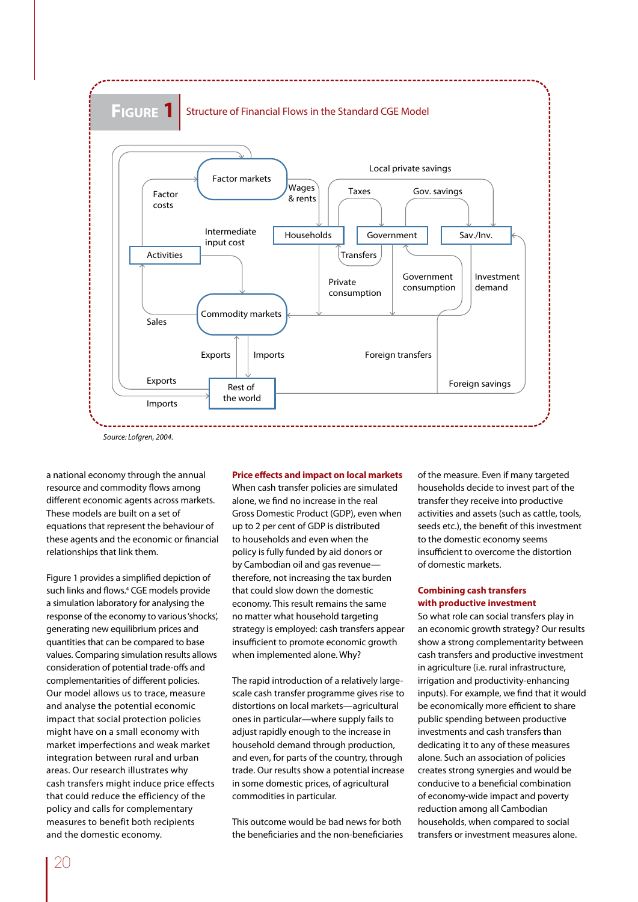**FIGURE 1** Structure of Financial Flows in the Standard CGE Model

Factor markets
Factor costs
Wages & rents
Local private savings
Taxes
Gov. savings
Intermediate input cost
Households
Government
Sav./Inv.
Activities
Transfers
Private consumption
Government consumption
Investment demand
Commodity markets
Sales
Exports
Imports
Foreign transfers
Exports
Rest of the world
Foreign savings
Imports

*Source: Lofgren, 2004.*

a national economy through the annual resource and commodity flows among different economic agents across markets. These models are built on a set of equations that represent the behaviour of these agents and the economic or financial relationships that link them.

Figure 1 provides a simplified depiction of such links and flows.[4] CGE models provide a simulation laboratory for analysing the response of the economy to various 'shocks', generating new equilibrium prices and quantities that can be compared to base values. Comparing simulation results allows consideration of potential trade-offs and complementarities of different policies. Our model allows us to trace, measure and analyse the potential economic impact that social protection policies might have on a small economy with market imperfections and weak market integration between rural and urban areas. Our research illustrates why cash transfers might induce price effects that could reduce the efficiency of the policy and calls for complementary measures to benefit both recipients and the domestic economy.

**Price effects and impact on local markets**

When cash transfer policies are simulated alone, we find no increase in the real Gross Domestic Product (GDP), even when up to 2 per cent of GDP is distributed to households and even when the policy is fully funded by aid donors or by Cambodian oil and gas revenue—therefore, not increasing the tax burden that could slow down the domestic economy. This result remains the same no matter what household targeting strategy is employed: cash transfers appear insufficient to promote economic growth when implemented alone. Why?

The rapid introduction of a relatively large-scale cash transfer programme gives rise to distortions on local markets—agricultural ones in particular—where supply fails to adjust rapidly enough to the increase in household demand through production, and even, for parts of the country, through trade. Our results show a potential increase in some domestic prices, of agricultural commodities in particular.

This outcome would be bad news for both the beneficiaries and the non-beneficiaries of the measure. Even if many targeted households decide to invest part of the transfer they receive into productive activities and assets (such as cattle, tools, seeds etc.), the benefit of this investment to the domestic economy seems insufficient to overcome the distortion of domestic markets.

**Combining cash transfers with productive investment**

So what role can social transfers play in an economic growth strategy? Our results show a strong complementarity between cash transfers and productive investment in agriculture (i.e. rural infrastructure, irrigation and productivity-enhancing inputs). For example, we find that it would be economically more efficient to share public spending between productive investments and cash transfers than dedicating it to any of these measures alone. Such an association of policies creates strong synergies and would be conducive to a beneficial combination of economy-wide impact and poverty reduction among all Cambodian households, when compared to social transfers or investment measures alone.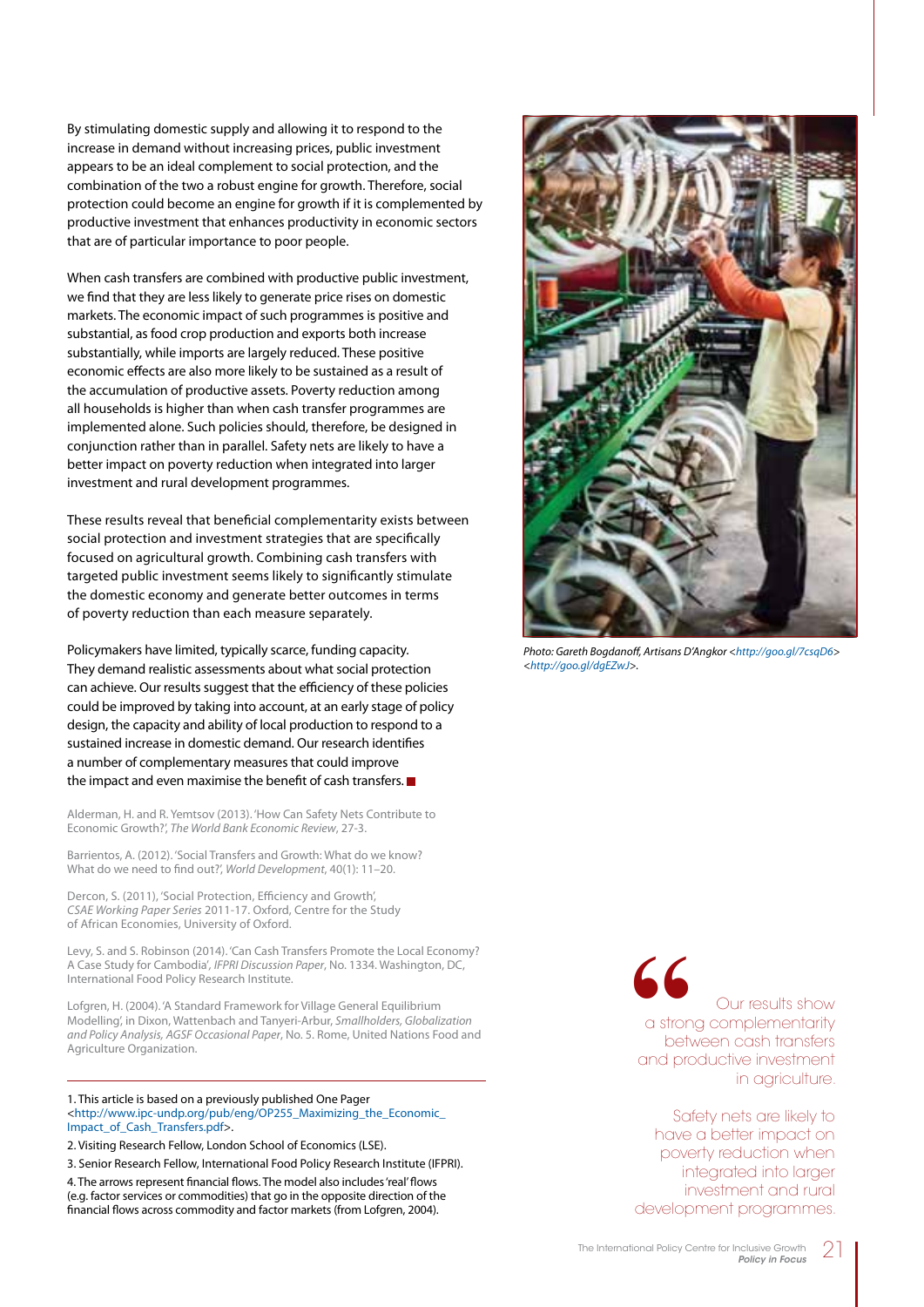By stimulating domestic supply and allowing it to respond to the increase in demand without increasing prices, public investment appears to be an ideal complement to social protection, and the combination of the two a robust engine for growth. Therefore, social protection could become an engine for growth if it is complemented by productive investment that enhances productivity in economic sectors that are of particular importance to poor people.

When cash transfers are combined with productive public investment, we find that they are less likely to generate price rises on domestic markets. The economic impact of such programmes is positive and substantial, as food crop production and exports both increase substantially, while imports are largely reduced. These positive economic effects are also more likely to be sustained as a result of the accumulation of productive assets. Poverty reduction among all households is higher than when cash transfer programmes are implemented alone. Such policies should, therefore, be designed in conjunction rather than in parallel. Safety nets are likely to have a better impact on poverty reduction when integrated into larger investment and rural development programmes.

These results reveal that beneficial complementarity exists between social protection and investment strategies that are specifically focused on agricultural growth. Combining cash transfers with targeted public investment seems likely to significantly stimulate the domestic economy and generate better outcomes in terms of poverty reduction than each measure separately.

Policymakers have limited, typically scarce, funding capacity. They demand realistic assessments about what social protection can achieve. Our results suggest that the efficiency of these policies could be improved by taking into account, at an early stage of policy design, the capacity and ability of local production to respond to a sustained increase in domestic demand. Our research identifies a number of complementary measures that could improve the impact and even maximise the benefit of cash transfers. ■

Alderman, H. and R. Yemtsov (2013). 'How Can Safety Nets Contribute to Economic Growth?', *The World Bank Economic Review*, 27-3.

Barrientos, A. (2012). 'Social Transfers and Growth: What do we know? What do we need to find out?', *World Development*, 40(1): 11–20.

Dercon, S. (2011), 'Social Protection, Efficiency and Growth', *CSAE Working Paper Series* 2011-17. Oxford, Centre for the Study of African Economies, University of Oxford.

Levy, S. and S. Robinson (2014). 'Can Cash Transfers Promote the Local Economy? A Case Study for Cambodia', *IFPRI Discussion Paper*, No. 1334. Washington, DC, International Food Policy Research Institute.

Lofgren, H. (2004). 'A Standard Framework for Village General Equilibrium Modelling', in Dixon, Wattenbach and Tanyeri-Arbur, *Smallholders, Globalization and Policy Analysis, AGSF Occasional Paper*, No. 5. Rome, United Nations Food and Agriculture Organization.

*Photo: Gareth Bogdanoff, Artisans D'Angkor <http://goo.gl/7csqD6> <http://goo.gl/dgEZwJ>.*

> Our results show a strong complementarity between cash transfers and productive investment in agriculture.
>
> Safety nets are likely to have a better impact on poverty reduction when integrated into larger investment and rural development programmes.

1. This article is based on a previously published One Pager <http://www.ipc-undp.org/pub/eng/OP255_Maximizing_the_Economic_Impact_of_Cash_Transfers.pdf>.

2. Visiting Research Fellow, London School of Economics (LSE).

3. Senior Research Fellow, International Food Policy Research Institute (IFPRI).

4. The arrows represent financial flows. The model also includes 'real' flows (e.g. factor services or commodities) that go in the opposite direction of the financial flows across commodity and factor markets (from Lofgren, 2004).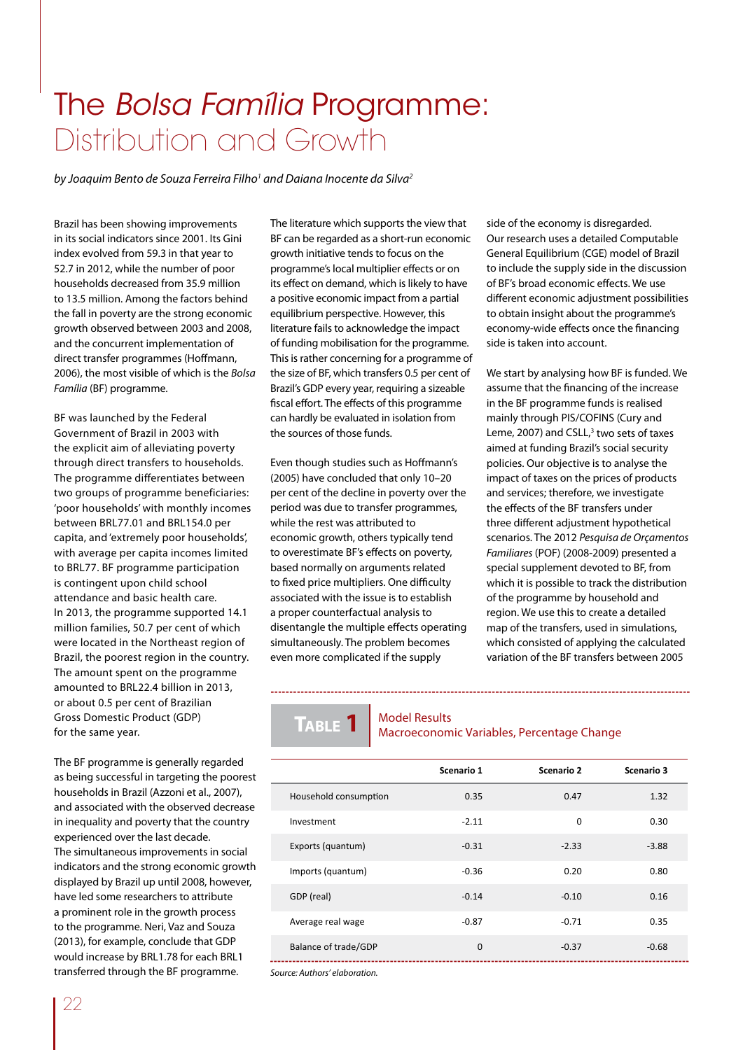# The *Bolsa Família* Programme: Distribution and Growth

*by Joaquim Bento de Souza Ferreira Filho[1] and Daiana Inocente da Silva[2]*

Brazil has been showing improvements in its social indicators since 2001. Its Gini index evolved from 59.3 in that year to 52.7 in 2012, while the number of poor households decreased from 35.9 million to 13.5 million. Among the factors behind the fall in poverty are the strong economic growth observed between 2003 and 2008, and the concurrent implementation of direct transfer programmes (Hoffmann, 2006), the most visible of which is the *Bolsa Família* (BF) programme.

BF was launched by the Federal Government of Brazil in 2003 with the explicit aim of alleviating poverty through direct transfers to households. The programme differentiates between two groups of programme beneficiaries: 'poor households' with monthly incomes between BRL77.01 and BRL154.0 per capita, and 'extremely poor households', with average per capita incomes limited to BRL77. BF programme participation is contingent upon child school attendance and basic health care. In 2013, the programme supported 14.1 million families, 50.7 per cent of which were located in the Northeast region of Brazil, the poorest region in the country. The amount spent on the programme amounted to BRL22.4 billion in 2013, or about 0.5 per cent of Brazilian Gross Domestic Product (GDP) for the same year.

The BF programme is generally regarded as being successful in targeting the poorest households in Brazil (Azzoni et al., 2007), and associated with the decrease in inequality and poverty that the country experienced over the last decade. The simultaneous improvements in social indicators and the strong economic growth displayed by Brazil up until 2008, however, have led some researchers to attribute a prominent role in the growth process to the programme. Neri, Vaz and Souza (2013), for example, conclude that GDP would increase by BRL1.78 for each BRL1 transferred through the BF programme.

The literature which supports the view that BF can be regarded as a short-run economic growth initiative tends to focus on the programme's local multiplier effects or on its effect on demand, which is likely to have a positive economic impact from a partial equilibrium perspective. However, this literature fails to acknowledge the impact of funding mobilisation for the programme. This is rather concerning for a programme of the size of BF, which transfers 0.5 per cent of Brazil's GDP every year, requiring a sizeable fiscal effort. The effects of this programme can hardly be evaluated in isolation from the sources of those funds.

Even though studies such as Hoffmann's (2005) have concluded that only 10–20 per cent of the decline in poverty over the period was due to transfer programmes, while the rest was attributed to economic growth, others typically tend to overestimate BF's effects on poverty, based normally on arguments related to fixed price multipliers. One difficulty associated with the issue is to establish a proper counterfactual analysis to disentangle the multiple effects operating simultaneously. The problem becomes even more complicated if the supply side of the economy is disregarded. Our research uses a detailed Computable General Equilibrium (CGE) model of Brazil to include the supply side in the discussion of BF's broad economic effects. We use different economic adjustment possibilities to obtain insight about the programme's economy-wide effects once the financing side is taken into account.

We start by analysing how BF is funded. We assume that the financing of the increase in the BF programme funds is realised mainly through PIS/COFINS (Cury and Leme, 2007) and CSLL,[3] two sets of taxes aimed at funding Brazil's social security policies. Our objective is to analyse the impact of taxes on the prices of products and services; therefore, we investigate the effects of the BF transfers under three different adjustment hypothetical scenarios. The 2012 *Pesquisa de Orçamentos Familiares* (POF) (2008-2009) presented a special supplement devoted to BF, from which it is possible to track the distribution of the programme by household and region. We use this to create a detailed map of the transfers, used in simulations, which consisted of applying the calculated variation of the BF transfers between 2005

**Table 1** Model Results
Macroeconomic Variables, Percentage Change

| | Scenario 1 | Scenario 2 | Scenario 3 |
|---|---|---|---|
| Household consumption | 0.35 | 0.47 | 1.32 |
| Investment | -2.11 | 0 | 0.30 |
| Exports (quantum) | -0.31 | -2.33 | -3.88 |
| Imports (quantum) | -0.36 | 0.20 | 0.80 |
| GDP (real) | -0.14 | -0.10 | 0.16 |
| Average real wage | -0.87 | -0.71 | 0.35 |
| Balance of trade/GDP | 0 | -0.37 | -0.68 |

*Source: Authors' elaboration.*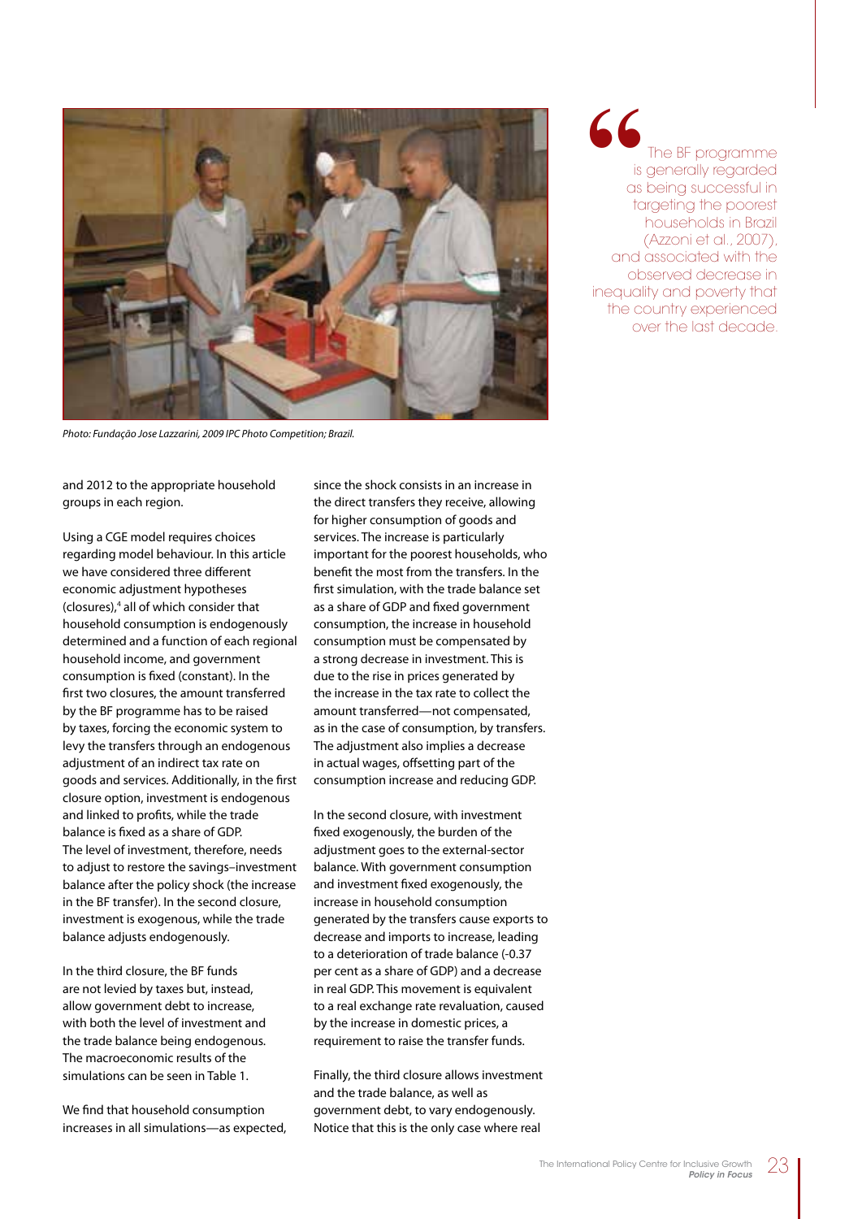Photo: Fundação Jose Lazzarini, 2009 IPC Photo Competition; Brazil.

> The BF programme is generally regarded as being successful in targeting the poorest households in Brazil (Azzoni et al., 2007), and associated with the observed decrease in inequality and poverty that the country experienced over the last decade.

and 2012 to the appropriate household groups in each region.

Using a CGE model requires choices regarding model behaviour. In this article we have considered three different economic adjustment hypotheses (closures),[4] all of which consider that household consumption is endogenously determined and a function of each regional household income, and government consumption is fixed (constant). In the first two closures, the amount transferred by the BF programme has to be raised by taxes, forcing the economic system to levy the transfers through an endogenous adjustment of an indirect tax rate on goods and services. Additionally, in the first closure option, investment is endogenous and linked to profits, while the trade balance is fixed as a share of GDP. The level of investment, therefore, needs to adjust to restore the savings–investment balance after the policy shock (the increase in the BF transfer). In the second closure, investment is exogenous, while the trade balance adjusts endogenously.

In the third closure, the BF funds are not levied by taxes but, instead, allow government debt to increase, with both the level of investment and the trade balance being endogenous. The macroeconomic results of the simulations can be seen in Table 1.

We find that household consumption increases in all simulations—as expected, since the shock consists in an increase in the direct transfers they receive, allowing for higher consumption of goods and services. The increase is particularly important for the poorest households, who benefit the most from the transfers. In the first simulation, with the trade balance set as a share of GDP and fixed government consumption, the increase in household consumption must be compensated by a strong decrease in investment. This is due to the rise in prices generated by the increase in the tax rate to collect the amount transferred—not compensated, as in the case of consumption, by transfers. The adjustment also implies a decrease in actual wages, offsetting part of the consumption increase and reducing GDP.

In the second closure, with investment fixed exogenously, the burden of the adjustment goes to the external-sector balance. With government consumption and investment fixed exogenously, the increase in household consumption generated by the transfers cause exports to decrease and imports to increase, leading to a deterioration of trade balance (-0.37 per cent as a share of GDP) and a decrease in real GDP. This movement is equivalent to a real exchange rate revaluation, caused by the increase in domestic prices, a requirement to raise the transfer funds.

Finally, the third closure allows investment and the trade balance, as well as government debt, to vary endogenously. Notice that this is the only case where real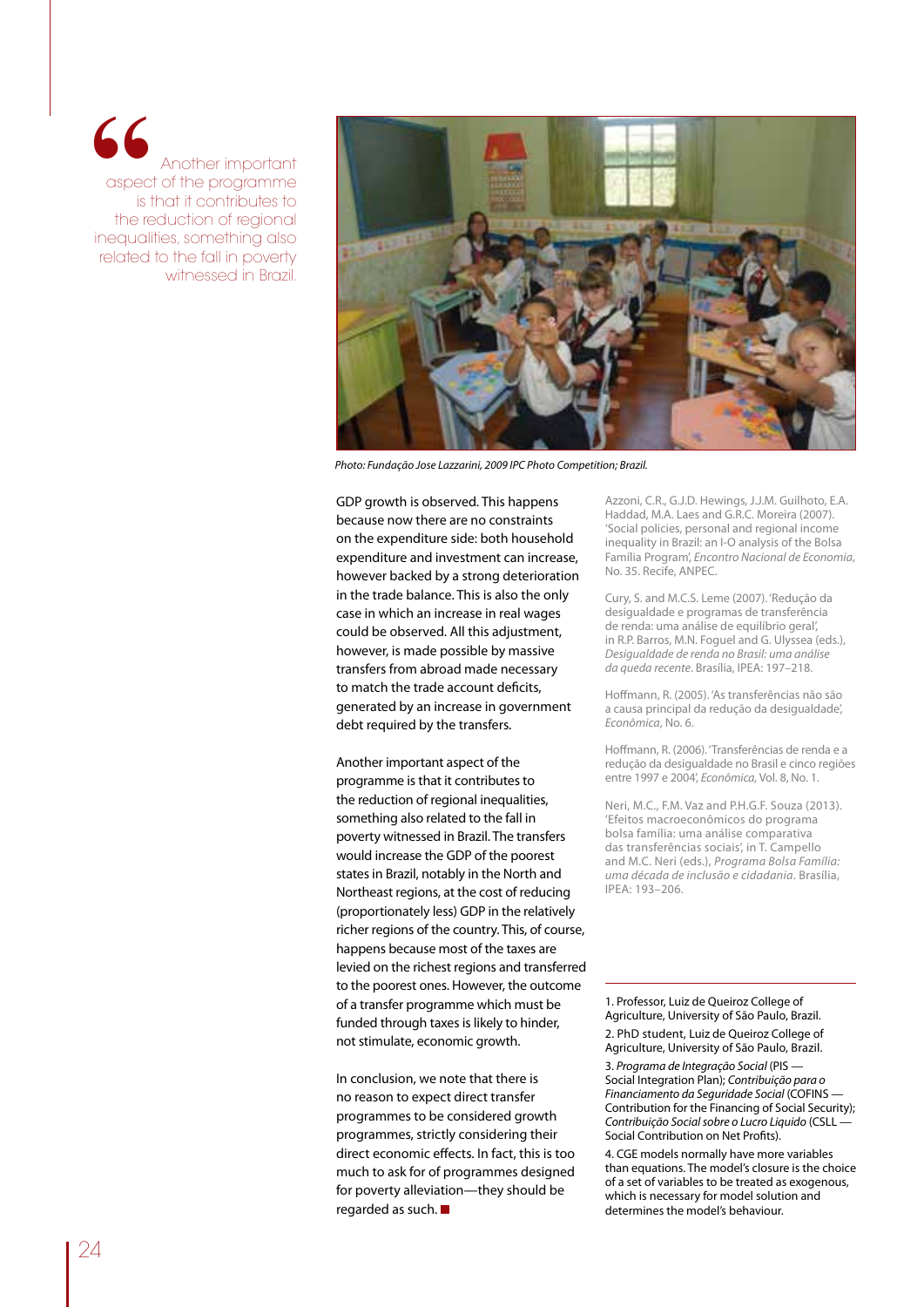> Another important aspect of the programme is that it contributes to the reduction of regional inequalities, something also related to the fall in poverty witnessed in Brazil.

*Photo: Fundação Jose Lazzarini, 2009 IPC Photo Competition; Brazil.*

GDP growth is observed. This happens because now there are no constraints on the expenditure side: both household expenditure and investment can increase, however backed by a strong deterioration in the trade balance. This is also the only case in which an increase in real wages could be observed. All this adjustment, however, is made possible by massive transfers from abroad made necessary to match the trade account deficits, generated by an increase in government debt required by the transfers.

Another important aspect of the programme is that it contributes to the reduction of regional inequalities, something also related to the fall in poverty witnessed in Brazil. The transfers would increase the GDP of the poorest states in Brazil, notably in the North and Northeast regions, at the cost of reducing (proportionately less) GDP in the relatively richer regions of the country. This, of course, happens because most of the taxes are levied on the richest regions and transferred to the poorest ones. However, the outcome of a transfer programme which must be funded through taxes is likely to hinder, not stimulate, economic growth.

In conclusion, we note that there is no reason to expect direct transfer programmes to be considered growth programmes, strictly considering their direct economic effects. In fact, this is too much to ask for of programmes designed for poverty alleviation—they should be regarded as such. ■

Azzoni, C.R., G.J.D. Hewings, J.J.M. Guilhoto, E.A. Haddad, M.A. Laes and G.R.C. Moreira (2007). 'Social policies, personal and regional income inequality in Brazil: an I-O analysis of the Bolsa Família Program', *Encontro Nacional de Economia*, No. 35. Recife, ANPEC.

Cury, S. and M.C.S. Leme (2007). 'Redução da desigualdade e programas de transferência de renda: uma análise de equilíbrio geral', in R.P. Barros, M.N. Foguel and G. Ulyssea (eds.), *Desigualdade de renda no Brasil: uma análise da queda recente*. Brasília, IPEA: 197–218.

Hoffmann, R. (2005). 'As transferências não são a causa principal da redução da desigualdade', *Econômica*, No. 6.

Hoffmann, R. (2006). 'Transferências de renda e a redução da desigualdade no Brasil e cinco regiões entre 1997 e 2004', *Econômica*, Vol. 8, No. 1.

Neri, M.C., F.M. Vaz and P.H.G.F. Souza (2013). 'Efeitos macroeconômicos do programa bolsa família: uma análise comparativa das transferências sociais', in T. Campello and M.C. Neri (eds.), *Programa Bolsa Família: uma década de inclusão e cidadania*. Brasília, IPEA: 193–206.

---

1. Professor, Luiz de Queiroz College of Agriculture, University of São Paulo, Brazil.

2. PhD student, Luiz de Queiroz College of Agriculture, University of São Paulo, Brazil.

3. *Programa de Integração Social* (PIS — Social Integration Plan); *Contribuição para o Financiamento da Seguridade Social* (COFINS — Contribution for the Financing of Social Security); *Contribuição Social sobre o Lucro Liquido* (CSLL — Social Contribution on Net Profits).

4. CGE models normally have more variables than equations. The model's closure is the choice of a set of variables to be treated as exogenous, which is necessary for model solution and determines the model's behaviour.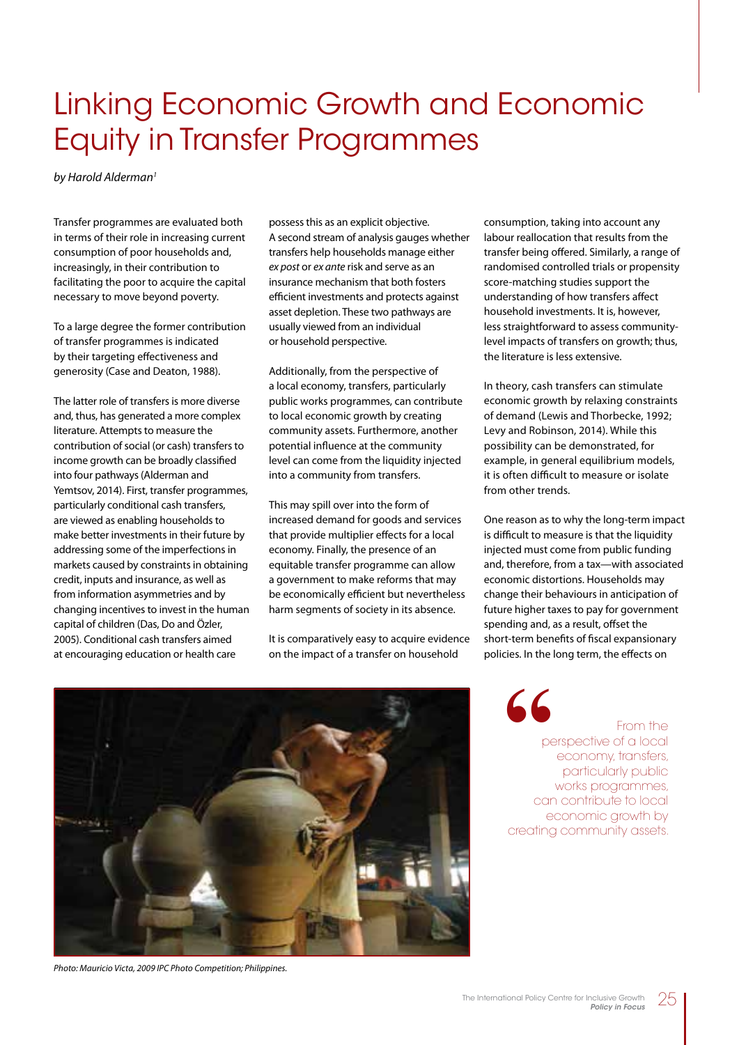# Linking Economic Growth and Economic Equity in Transfer Programmes

*by Harold Alderman*[1]

Transfer programmes are evaluated both in terms of their role in increasing current consumption of poor households and, increasingly, in their contribution to facilitating the poor to acquire the capital necessary to move beyond poverty.

To a large degree the former contribution of transfer programmes is indicated by their targeting effectiveness and generosity (Case and Deaton, 1988).

The latter role of transfers is more diverse and, thus, has generated a more complex literature. Attempts to measure the contribution of social (or cash) transfers to income growth can be broadly classified into four pathways (Alderman and Yemtsov, 2014). First, transfer programmes, particularly conditional cash transfers, are viewed as enabling households to make better investments in their future by addressing some of the imperfections in markets caused by constraints in obtaining credit, inputs and insurance, as well as from information asymmetries and by changing incentives to invest in the human capital of children (Das, Do and Özler, 2005). Conditional cash transfers aimed at encouraging education or health care possess this as an explicit objective. A second stream of analysis gauges whether transfers help households manage either *ex post* or *ex ante* risk and serve as an insurance mechanism that both fosters efficient investments and protects against asset depletion. These two pathways are usually viewed from an individual or household perspective.

Additionally, from the perspective of a local economy, transfers, particularly public works programmes, can contribute to local economic growth by creating community assets. Furthermore, another potential influence at the community level can come from the liquidity injected into a community from transfers.

This may spill over into the form of increased demand for goods and services that provide multiplier effects for a local economy. Finally, the presence of an equitable transfer programme can allow a government to make reforms that may be economically efficient but nevertheless harm segments of society in its absence.

It is comparatively easy to acquire evidence on the impact of a transfer on household consumption, taking into account any labour reallocation that results from the transfer being offered. Similarly, a range of randomised controlled trials or propensity score-matching studies support the understanding of how transfers affect household investments. It is, however, less straightforward to assess community-level impacts of transfers on growth; thus, the literature is less extensive.

In theory, cash transfers can stimulate economic growth by relaxing constraints of demand (Lewis and Thorbecke, 1992; Levy and Robinson, 2014). While this possibility can be demonstrated, for example, in general equilibrium models, it is often difficult to measure or isolate from other trends.

One reason as to why the long-term impact is difficult to measure is that the liquidity injected must come from public funding and, therefore, from a tax—with associated economic distortions. Households may change their behaviours in anticipation of future higher taxes to pay for government spending and, as a result, offset the short-term benefits of fiscal expansionary policies. In the long term, the effects on

> From the perspective of a local economy, transfers, particularly public works programmes, can contribute to local economic growth by creating community assets.

*Photo: Mauricio Victa, 2009 IPC Photo Competition; Philippines.*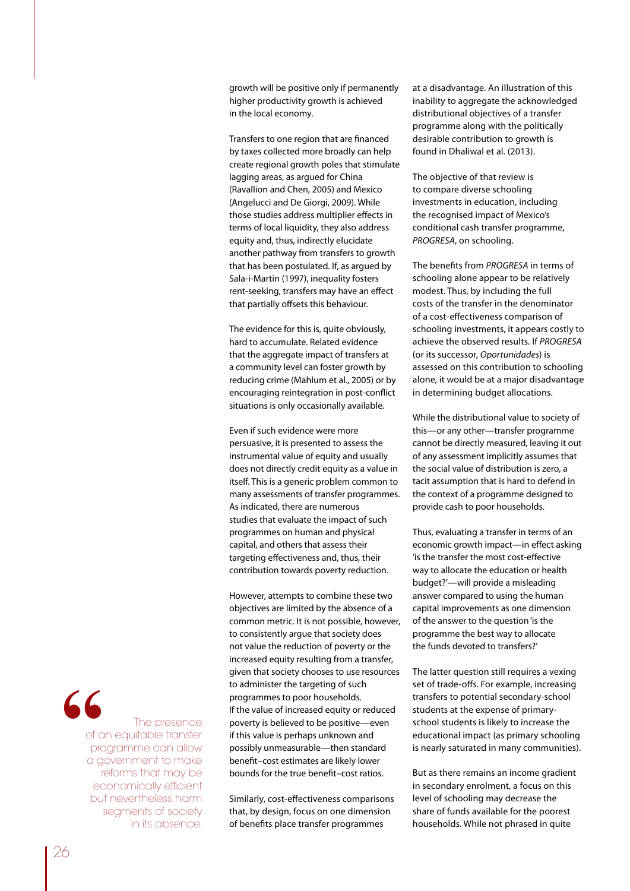growth will be positive only if permanently higher productivity growth is achieved in the local economy.

Transfers to one region that are financed by taxes collected more broadly can help create regional growth poles that stimulate lagging areas, as argued for China (Ravallion and Chen, 2005) and Mexico (Angelucci and De Giorgi, 2009). While those studies address multiplier effects in terms of local liquidity, they also address equity and, thus, indirectly elucidate another pathway from transfers to growth that has been postulated. If, as argued by Sala-i-Martin (1997), inequality fosters rent-seeking, transfers may have an effect that partially offsets this behaviour.

The evidence for this is, quite obviously, hard to accumulate. Related evidence that the aggregate impact of transfers at a community level can foster growth by reducing crime (Mahlum et al., 2005) or by encouraging reintegration in post-conflict situations is only occasionally available.

Even if such evidence were more persuasive, it is presented to assess the instrumental value of equity and usually does not directly credit equity as a value in itself. This is a generic problem common to many assessments of transfer programmes. As indicated, there are numerous studies that evaluate the impact of such programmes on human and physical capital, and others that assess their targeting effectiveness and, thus, their contribution towards poverty reduction.

However, attempts to combine these two objectives are limited by the absence of a common metric. It is not possible, however, to consistently argue that society does not value the reduction of poverty or the increased equity resulting from a transfer, given that society chooses to use resources to administer the targeting of such programmes to poor households.
If the value of increased equity or reduced poverty is believed to be positive—even if this value is perhaps unknown and possibly unmeasurable—then standard benefit–cost estimates are likely lower bounds for the true benefit–cost ratios.

Similarly, cost-effectiveness comparisons that, by design, focus on one dimension of benefits place transfer programmes at a disadvantage. An illustration of this inability to aggregate the acknowledged distributional objectives of a transfer programme along with the politically desirable contribution to growth is found in Dhaliwal et al. (2013).

The objective of that review is to compare diverse schooling investments in education, including the recognised impact of Mexico's conditional cash transfer programme, *PROGRESA*, on schooling.

The benefits from *PROGRESA* in terms of schooling alone appear to be relatively modest. Thus, by including the full costs of the transfer in the denominator of a cost-effectiveness comparison of schooling investments, it appears costly to achieve the observed results. If *PROGRESA* (or its successor, *Oportunidades*) is assessed on this contribution to schooling alone, it would be at a major disadvantage in determining budget allocations.

While the distributional value to society of this—or any other—transfer programme cannot be directly measured, leaving it out of any assessment implicitly assumes that the social value of distribution is zero, a tacit assumption that is hard to defend in the context of a programme designed to provide cash to poor households.

Thus, evaluating a transfer in terms of an economic growth impact—in effect asking 'is the transfer the most cost-effective way to allocate the education or health budget?'—will provide a misleading answer compared to using the human capital improvements as one dimension of the answer to the question 'is the programme the best way to allocate the funds devoted to transfers?'

The latter question still requires a vexing set of trade-offs. For example, increasing transfers to potential secondary-school students at the expense of primary-school students is likely to increase the educational impact (as primary schooling is nearly saturated in many communities).

But as there remains an income gradient in secondary enrolment, a focus on this level of schooling may decrease the share of funds available for the poorest households. While not phrased in quite

> "The presence of an equitable transfer programme can allow a government to make reforms that may be economically efficient but nevertheless harm segments of society in its absence.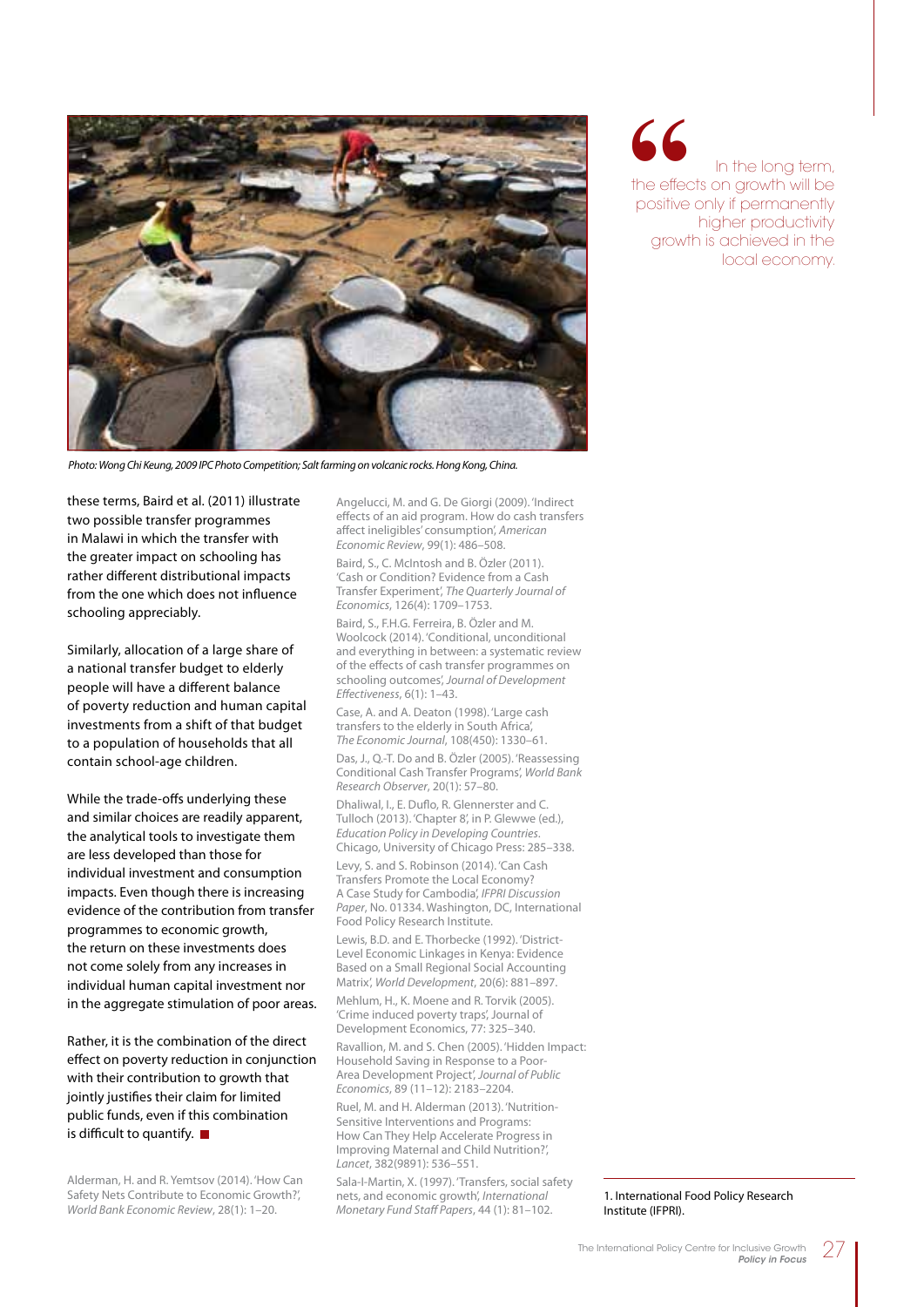Photo: Wong Chi Keung, 2009 IPC Photo Competition; Salt farming on volcanic rocks. Hong Kong, China.

> In the long term, the effects on growth will be positive only if permanently higher productivity growth is achieved in the local economy.

these terms, Baird et al. (2011) illustrate two possible transfer programmes in Malawi in which the transfer with the greater impact on schooling has rather different distributional impacts from the one which does not influence schooling appreciably.

Similarly, allocation of a large share of a national transfer budget to elderly people will have a different balance of poverty reduction and human capital investments from a shift of that budget to a population of households that all contain school-age children.

While the trade-offs underlying these and similar choices are readily apparent, the analytical tools to investigate them are less developed than those for individual investment and consumption impacts. Even though there is increasing evidence of the contribution from transfer programmes to economic growth, the return on these investments does not come solely from any increases in individual human capital investment nor in the aggregate stimulation of poor areas.

Rather, it is the combination of the direct effect on poverty reduction in conjunction with their contribution to growth that jointly justifies their claim for limited public funds, even if this combination is difficult to quantify. ■

Alderman, H. and R. Yemtsov (2014). 'How Can Safety Nets Contribute to Economic Growth?', *World Bank Economic Review*, 28(1): 1–20.

Angelucci, M. and G. De Giorgi (2009). 'Indirect effects of an aid program. How do cash transfers affect ineligibles' consumption', *American Economic Review*, 99(1): 486–508.

Baird, S., C. McIntosh and B. Özler (2011). 'Cash or Condition? Evidence from a Cash Transfer Experiment', *The Quarterly Journal of Economics*, 126(4): 1709–1753.

Baird, S., F.H.G. Ferreira, B. Özler and M. Woolcock (2014). 'Conditional, unconditional and everything in between: a systematic review of the effects of cash transfer programmes on schooling outcomes', *Journal of Development Effectiveness*, 6(1): 1–43.

Case, A. and A. Deaton (1998). 'Large cash transfers to the elderly in South Africa', *The Economic Journal*, 108(450): 1330–61.

Das, J., Q.-T. Do and B. Özler (2005). 'Reassessing Conditional Cash Transfer Programs', *World Bank Research Observer*, 20(1): 57–80.

Dhaliwal, I., E. Duflo, R. Glennerster and C. Tulloch (2013). 'Chapter 8', in P. Glewwe (ed.), *Education Policy in Developing Countries*. Chicago, University of Chicago Press: 285–338.

Levy, S. and S. Robinson (2014). 'Can Cash Transfers Promote the Local Economy? A Case Study for Cambodia', *IFPRI Discussion Paper*, No. 01334. Washington, DC, International Food Policy Research Institute.

Lewis, B.D. and E. Thorbecke (1992). 'District-Level Economic Linkages in Kenya: Evidence Based on a Small Regional Social Accounting Matrix', *World Development*, 20(6): 881–897.

Mehlum, H., K. Moene and R. Torvik (2005). 'Crime induced poverty traps', Journal of Development Economics, 77: 325–340.

Ravallion, M. and S. Chen (2005). 'Hidden Impact: Household Saving in Response to a Poor-Area Development Project', *Journal of Public Economics*, 89 (11–12): 2183–2204.

Ruel, M. and H. Alderman (2013). 'Nutrition-Sensitive Interventions and Programs: How Can They Help Accelerate Progress in Improving Maternal and Child Nutrition?', *Lancet*, 382(9891): 536–551.

Sala-I-Martin, X. (1997). 'Transfers, social safety nets, and economic growth', *International Monetary Fund Staff Papers*, 44 (1): 81–102.

1. International Food Policy Research Institute (IFPRI).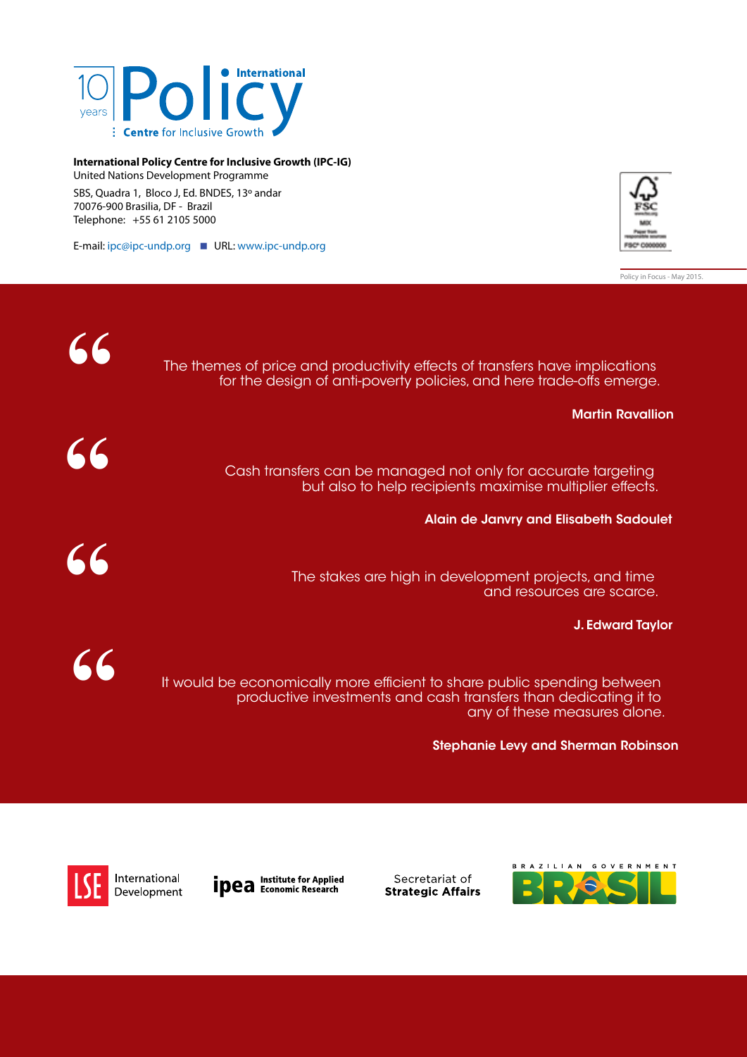10 years Policy International Centre for Inclusive Growth

**International Policy Centre for Inclusive Growth (IPC-IG)**
United Nations Development Programme

SBS, Quadra 1, Bloco J, Ed. BNDES, 13º andar
70076-900 Brasilia, DF - Brazil
Telephone: +55 61 2105 5000

E-mail: ipc@ipc-undp.org ■ URL: www.ipc-undp.org

Policy in Focus - May 2015.

> The themes of price and productivity effects of transfers have implications for the design of anti-poverty policies, and here trade-offs emerge.
>
> **Martin Ravallion**

> Cash transfers can be managed not only for accurate targeting but also to help recipients maximise multiplier effects.
>
> **Alain de Janvry and Elisabeth Sadoulet**

> The stakes are high in development projects, and time and resources are scarce.
>
> **J. Edward Taylor**

> It would be economically more efficient to share public spending between productive investments and cash transfers than dedicating it to any of these measures alone.
>
> **Stephanie Levy and Sherman Robinson**

LSE International Development

ipea Institute for Applied Economic Research

Secretariat of **Strategic Affairs**

BRAZILIAN GOVERNMENT BRASIL